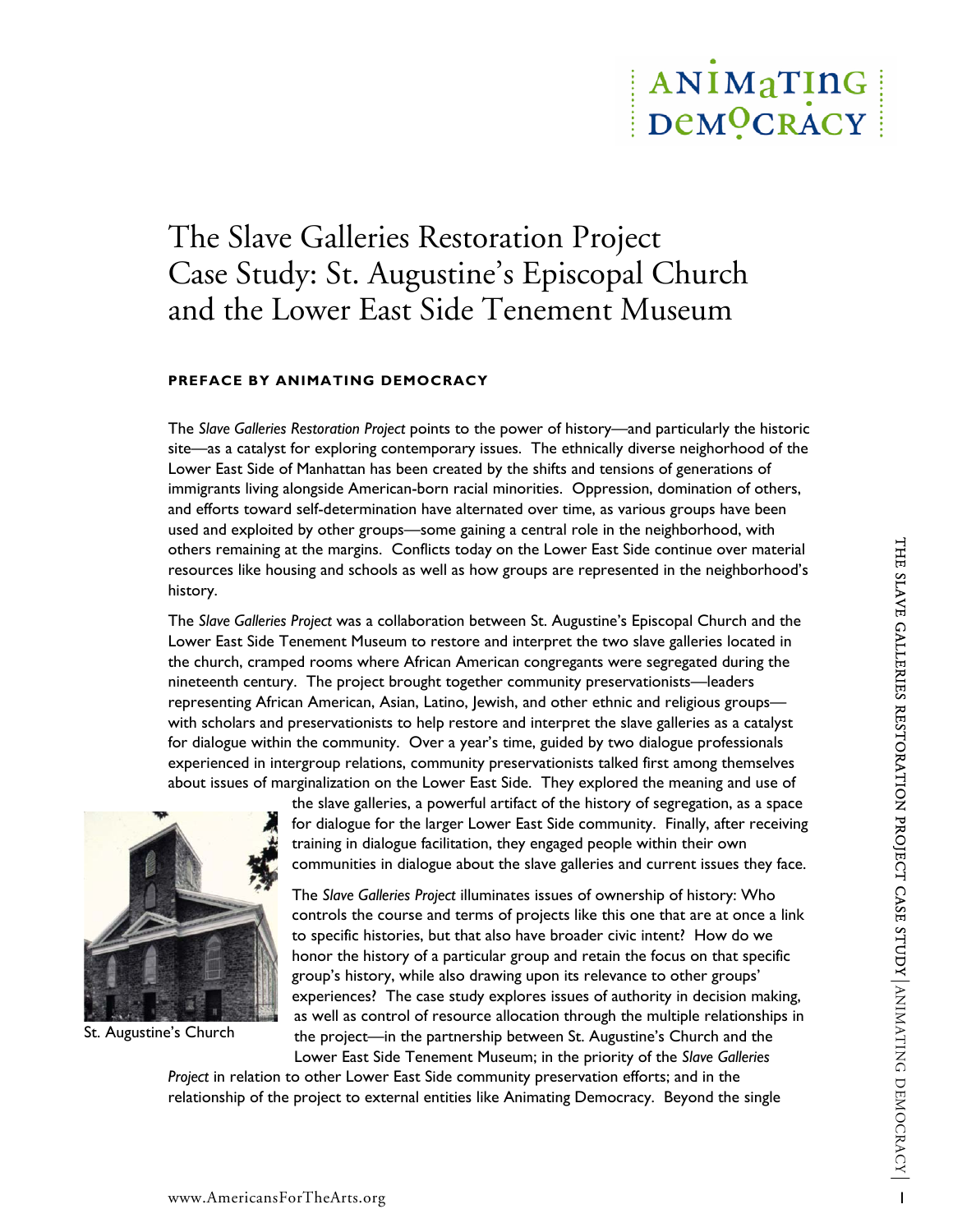# The Slave Galleries Restoration Project Case Study: St. Augustine's Episcopal Church and the Lower East Side Tenement Museum

## PREFACE BY ANIMATING DEMOCRACY

The *Slave Galleries Restoration Project* points to the power of history—and particularly the historic site—as a catalyst for exploring contemporary issues. The ethnically diverse neighborhood of the Lower East Side of Manhattan has been created by the shifts and tensions of generations of immigrants living alongside American-born racial minorities. Oppression, domination of others, and efforts toward self-determination have alternated over time, as various groups have been used and exploited by other groups—some gaining a central role in the neighborhood, with others remaining at the margins. Conflicts today on the Lower East Side continue over material resources like housing and schools as well as how groups are represented in the neighborhood's history.

The *Slave Galleries Project* was a collaboration between St. Augustine's Episcopal Church and the Lower East Side Tenement Museum to restore and interpret the two slave galleries located in the church, cramped rooms where African American congregants were segregated during the nineteenth century. The project brought together community preservationists—leaders representing African American, Asian, Latino, Jewish, and other ethnic and religious groups—with scholars and preservationists to help restore and interpret the slave galleries as a catalyst for dialogue within the community. Over a year's time, guided by two dialogue professionals experienced in intergroup relations, community preservationists talked first among themselves about issues of marginalization on the Lower East Side. They explored the meaning and use of the slave galleries, a powerful artifact of the history of segregation, as a space for dialogue for the larger Lower East Side community. Finally, after receiving training in dialogue facilitation, they engaged people within their own communities in dialogue about the slave galleries and current issues they face.

St. Augustine's Church

The *Slave Galleries Project* illuminates issues of ownership of history: Who controls the course and terms of projects like this one that are at once a link to specific histories, but that also have broader civic intent? How do we honor the history of a particular group and retain the focus on that specific group's history, while also drawing upon its relevance to other groups' experiences? The case study explores issues of authority in decision making, as well as control of resource allocation through the multiple relationships in the project—in the partnership between St. Augustine's Church and the Lower East Side Tenement Museum; in the priority of the *Slave Galleries Project* in relation to other Lower East Side community preservation efforts; and in the relationship of the project to external entities like Animating Democracy. Beyond the single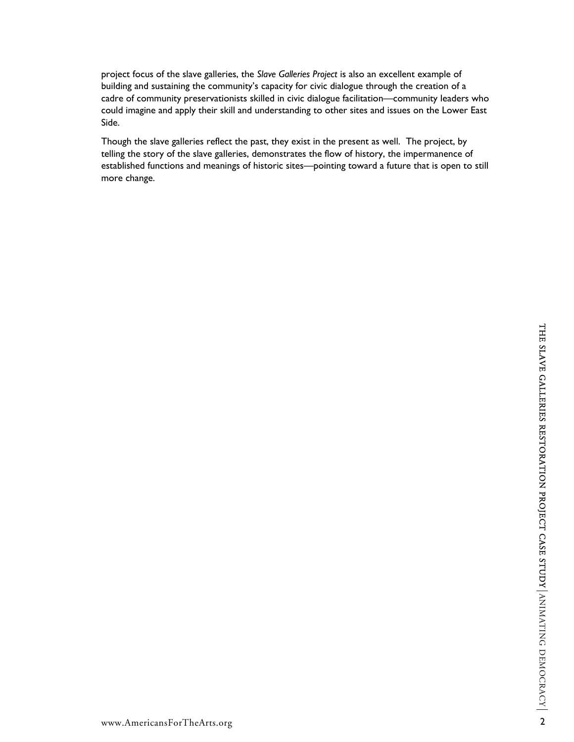project focus of the slave galleries, the *Slave Galleries Project* is also an excellent example of building and sustaining the community's capacity for civic dialogue through the creation of a cadre of community preservationists skilled in civic dialogue facilitation—community leaders who could imagine and apply their skill and understanding to other sites and issues on the Lower East Side.

Though the slave galleries reflect the past, they exist in the present as well. The project, by telling the story of the slave galleries, demonstrates the flow of history, the impermanence of established functions and meanings of historic sites—pointing toward a future that is open to still more change.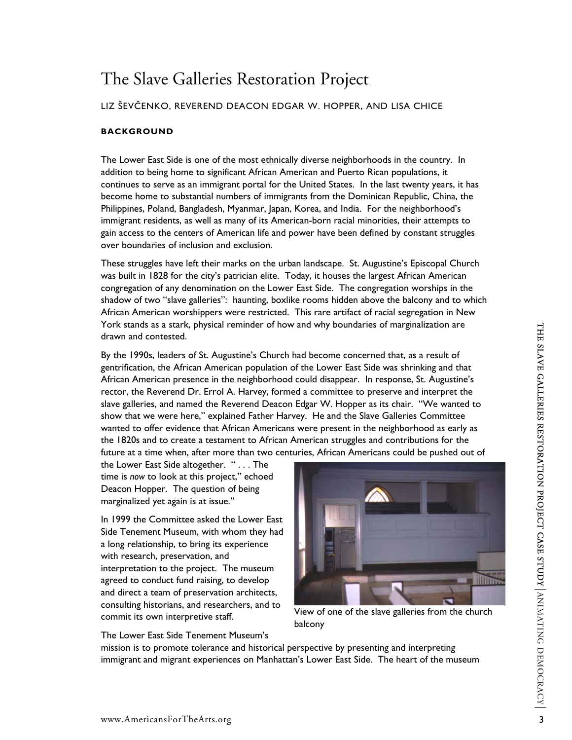# The Slave Galleries Restoration Project

LIZ ŠEVČENKO, REVEREND DEACON EDGAR W. HOPPER, AND LISA CHICE

## BACKGROUND

The Lower East Side is one of the most ethnically diverse neighborhoods in the country. In addition to being home to significant African American and Puerto Rican populations, it continues to serve as an immigrant portal for the United States. In the last twenty years, it has become home to substantial numbers of immigrants from the Dominican Republic, China, the Philippines, Poland, Bangladesh, Myanmar, Japan, Korea, and India. For the neighborhood's immigrant residents, as well as many of its American-born racial minorities, their attempts to gain access to the centers of American life and power have been defined by constant struggles over boundaries of inclusion and exclusion.

These struggles have left their marks on the urban landscape. St. Augustine's Episcopal Church was built in 1828 for the city's patrician elite. Today, it houses the largest African American congregation of any denomination on the Lower East Side. The congregation worships in the shadow of two "slave galleries": haunting, boxlike rooms hidden above the balcony and to which African American worshippers were restricted. This rare artifact of racial segregation in New York stands as a stark, physical reminder of how and why boundaries of marginalization are drawn and contested.

By the 1990s, leaders of St. Augustine's Church had become concerned that, as a result of gentrification, the African American population of the Lower East Side was shrinking and that African American presence in the neighborhood could disappear. In response, St. Augustine's rector, the Reverend Dr. Errol A. Harvey, formed a committee to preserve and interpret the slave galleries, and named the Reverend Deacon Edgar W. Hopper as its chair. "We wanted to show that we were here," explained Father Harvey. He and the Slave Galleries Committee wanted to offer evidence that African Americans were present in the neighborhood as early as the 1820s and to create a testament to African American struggles and contributions for the future at a time when, after more than two centuries, African Americans could be pushed out of the Lower East Side altogether. " . . . The time is *now* to look at this project," echoed Deacon Hopper. The question of being marginalized yet again is at issue."

In 1999 the Committee asked the Lower East Side Tenement Museum, with whom they had a long relationship, to bring its experience with research, preservation, and interpretation to the project. The museum agreed to conduct fund raising, to develop and direct a team of preservation architects, consulting historians, and researchers, and to commit its own interpretive staff.

View of one of the slave galleries from the church balcony

The Lower East Side Tenement Museum's mission is to promote tolerance and historical perspective by presenting and interpreting immigrant and migrant experiences on Manhattan's Lower East Side. The heart of the museum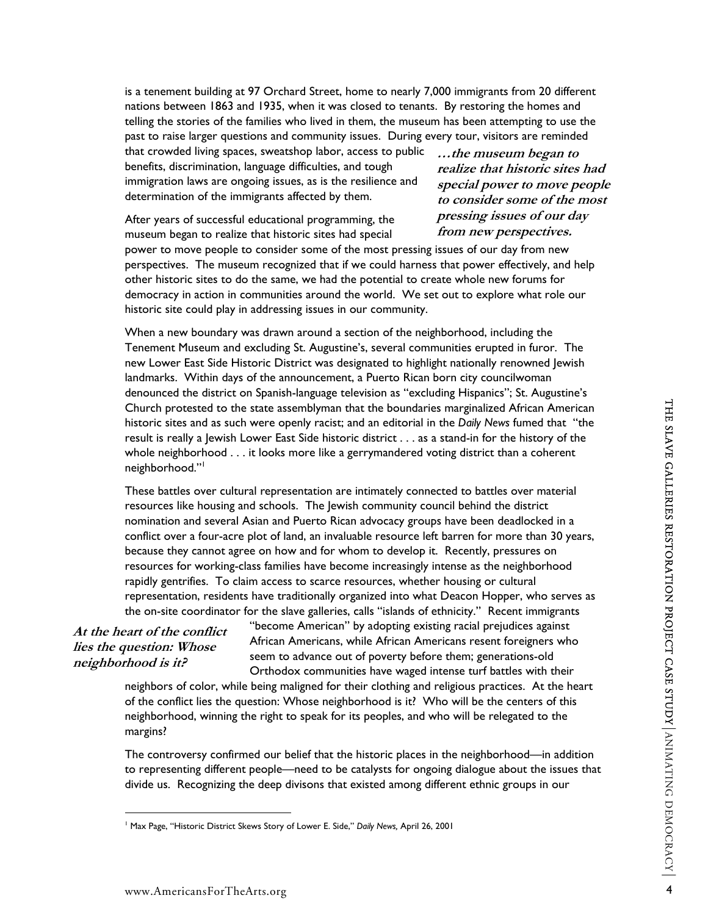is a tenement building at 97 Orchard Street, home to nearly 7,000 immigrants from 20 different nations between 1863 and 1935, when it was closed to tenants. By restoring the homes and telling the stories of the families who lived in them, the museum has been attempting to use the past to raise larger questions and community issues. During every tour, visitors are reminded that crowded living spaces, sweatshop labor, access to public benefits, discrimination, language difficulties, and tough immigration laws are ongoing issues, as is the resilience and determination of the immigrants affected by them.

***…the museum began to realize that historic sites had special power to move people to consider some of the most pressing issues of our day from new perspectives.***

After years of successful educational programming, the museum began to realize that historic sites had special power to move people to consider some of the most pressing issues of our day from new perspectives. The museum recognized that if we could harness that power effectively, and help other historic sites to do the same, we had the potential to create whole new forums for democracy in action in communities around the world. We set out to explore what role our historic site could play in addressing issues in our community.

When a new boundary was drawn around a section of the neighborhood, including the Tenement Museum and excluding St. Augustine's, several communities erupted in furor. The new Lower East Side Historic District was designated to highlight nationally renowned Jewish landmarks. Within days of the announcement, a Puerto Rican born city councilwoman denounced the district on Spanish-language television as "excluding Hispanics"; St. Augustine's Church protested to the state assemblyman that the boundaries marginalized African American historic sites and as such were openly racist; and an editorial in the *Daily News* fumed that "the result is really a Jewish Lower East Side historic district . . . as a stand-in for the history of the whole neighborhood . . . it looks more like a gerrymandered voting district than a coherent neighborhood."[1]

These battles over cultural representation are intimately connected to battles over material resources like housing and schools. The Jewish community council behind the district nomination and several Asian and Puerto Rican advocacy groups have been deadlocked in a conflict over a four-acre plot of land, an invaluable resource left barren for more than 30 years, because they cannot agree on how and for whom to develop it. Recently, pressures on resources for working-class families have become increasingly intense as the neighborhood rapidly gentrifies. To claim access to scarce resources, whether housing or cultural representation, residents have traditionally organized into what Deacon Hopper, who serves as the on-site coordinator for the slave galleries, calls "islands of ethnicity." Recent immigrants "become American" by adopting existing racial prejudices against African Americans, while African Americans resent foreigners who seem to advance out of poverty before them; generations-old Orthodox communities have waged intense turf battles with their neighbors of color, while being maligned for their clothing and religious practices. At the heart of the conflict lies the question: Whose neighborhood is it? Who will be the centers of this neighborhood, winning the right to speak for its peoples, and who will be relegated to the margins?

***At the heart of the conflict lies the question: Whose neighborhood is it?***

The controversy confirmed our belief that the historic places in the neighborhood—in addition to representing different people—need to be catalysts for ongoing dialogue about the issues that divide us. Recognizing the deep divisons that existed among different ethnic groups in our

---

[1] Max Page, "Historic District Skews Story of Lower E. Side," *Daily News,* April 26, 2001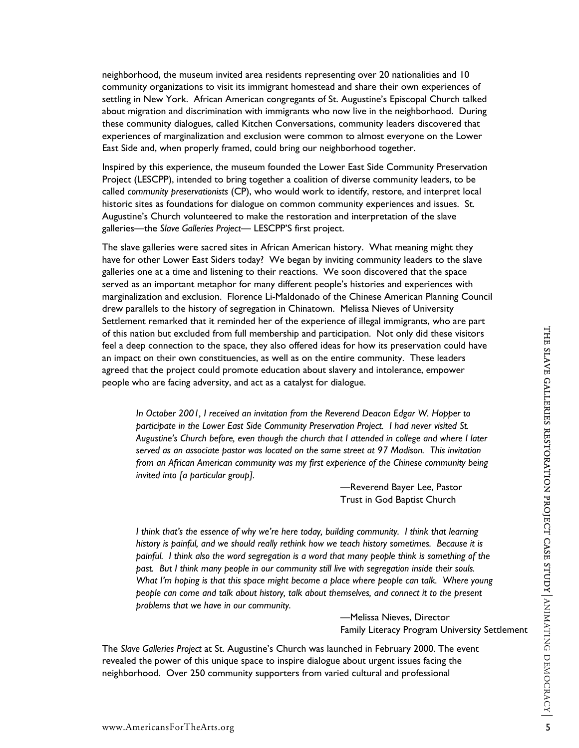neighborhood, the museum invited area residents representing over 20 nationalities and 10 community organizations to visit its immigrant homestead and share their own experiences of settling in New York. African American congregants of St. Augustine's Episcopal Church talked about migration and discrimination with immigrants who now live in the neighborhood. During these community dialogues, called Kitchen Conversations, community leaders discovered that experiences of marginalization and exclusion were common to almost everyone on the Lower East Side and, when properly framed, could bring our neighborhood together.

Inspired by this experience, the museum founded the Lower East Side Community Preservation Project (LESCPP), intended to bring together a coalition of diverse community leaders, to be called *community preservationists* (CP), who would work to identify, restore, and interpret local historic sites as foundations for dialogue on common community experiences and issues. St. Augustine's Church volunteered to make the restoration and interpretation of the slave galleries—the *Slave Galleries Project*— LESCPP'S first project.

The slave galleries were sacred sites in African American history. What meaning might they have for other Lower East Siders today? We began by inviting community leaders to the slave galleries one at a time and listening to their reactions. We soon discovered that the space served as an important metaphor for many different people's histories and experiences with marginalization and exclusion. Florence Li-Maldonado of the Chinese American Planning Council drew parallels to the history of segregation in Chinatown. Melissa Nieves of University Settlement remarked that it reminded her of the experience of illegal immigrants, who are part of this nation but excluded from full membership and participation. Not only did these visitors feel a deep connection to the space, they also offered ideas for how its preservation could have an impact on their own constituencies, as well as on the entire community. These leaders agreed that the project could promote education about slavery and intolerance, empower people who are facing adversity, and act as a catalyst for dialogue.

> *In October 2001, I received an invitation from the Reverend Deacon Edgar W. Hopper to participate in the Lower East Side Community Preservation Project. I had never visited St. Augustine's Church before, even though the church that I attended in college and where I later served as an associate pastor was located on the same street at 97 Madison. This invitation from an African American community was my first experience of the Chinese community being invited into [a particular group].*
>
> —Reverend Bayer Lee, Pastor
> Trust in God Baptist Church

> *I think that's the essence of why we're here today, building community. I think that learning history is painful, and we should really rethink how we teach history sometimes. Because it is painful. I think also the word segregation is a word that many people think is something of the past. But I think many people in our community still live with segregation inside their souls. What I'm hoping is that this space might become a place where people can talk. Where young people can come and talk about history, talk about themselves, and connect it to the present problems that we have in our community.*
>
> —Melissa Nieves, Director
> Family Literacy Program University Settlement

The *Slave Galleries Project* at St. Augustine's Church was launched in February 2000. The event revealed the power of this unique space to inspire dialogue about urgent issues facing the neighborhood. Over 250 community supporters from varied cultural and professional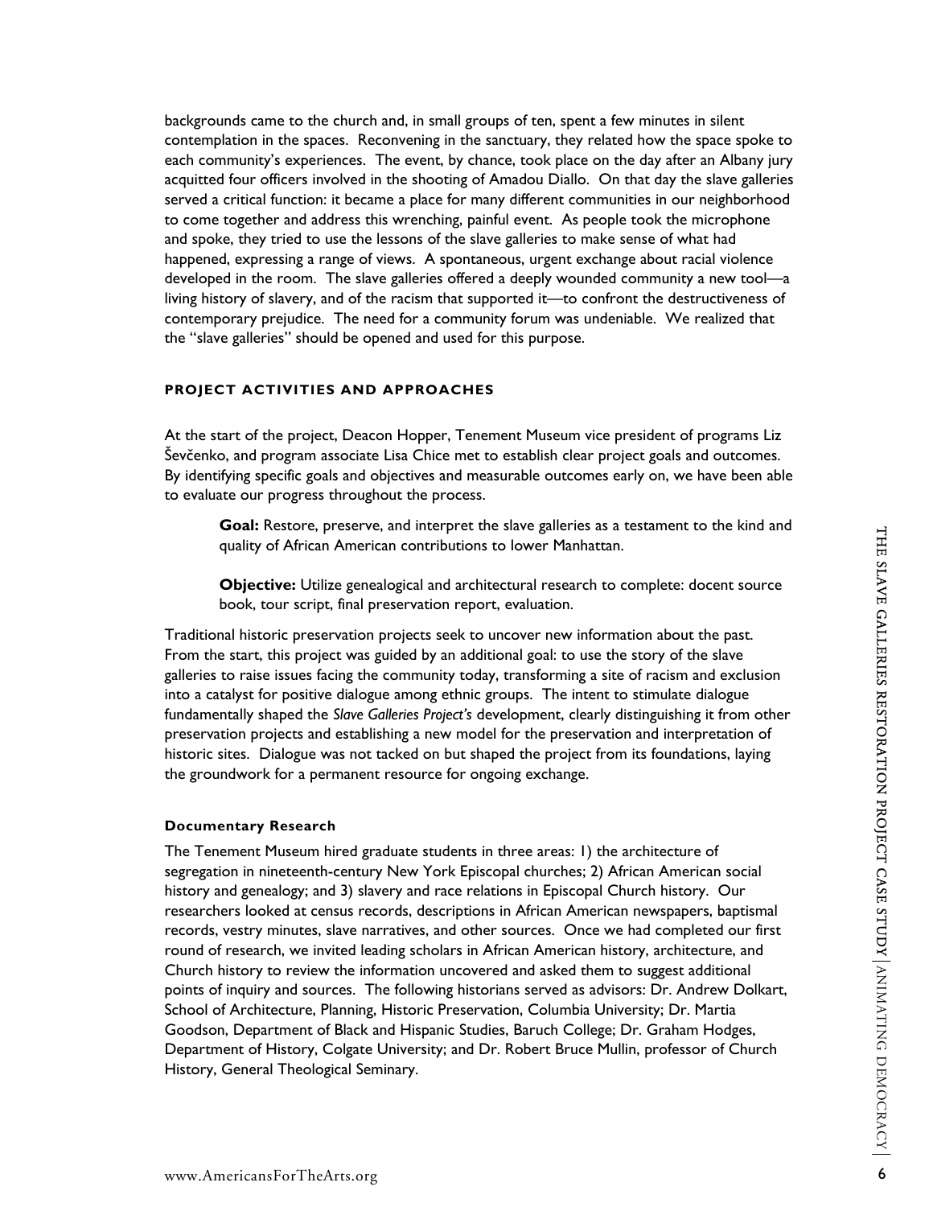backgrounds came to the church and, in small groups of ten, spent a few minutes in silent contemplation in the spaces. Reconvening in the sanctuary, they related how the space spoke to each community's experiences. The event, by chance, took place on the day after an Albany jury acquitted four officers involved in the shooting of Amadou Diallo. On that day the slave galleries served a critical function: it became a place for many different communities in our neighborhood to come together and address this wrenching, painful event. As people took the microphone and spoke, they tried to use the lessons of the slave galleries to make sense of what had happened, expressing a range of views. A spontaneous, urgent exchange about racial violence developed in the room. The slave galleries offered a deeply wounded community a new tool—a living history of slavery, and of the racism that supported it—to confront the destructiveness of contemporary prejudice. The need for a community forum was undeniable. We realized that the "slave galleries" should be opened and used for this purpose.

## PROJECT ACTIVITIES AND APPROACHES

At the start of the project, Deacon Hopper, Tenement Museum vice president of programs Liz Ševčenko, and program associate Lisa Chice met to establish clear project goals and outcomes. By identifying specific goals and objectives and measurable outcomes early on, we have been able to evaluate our progress throughout the process.

> **Goal:** Restore, preserve, and interpret the slave galleries as a testament to the kind and quality of African American contributions to lower Manhattan.
>
> **Objective:** Utilize genealogical and architectural research to complete: docent source book, tour script, final preservation report, evaluation.

Traditional historic preservation projects seek to uncover new information about the past. From the start, this project was guided by an additional goal: to use the story of the slave galleries to raise issues facing the community today, transforming a site of racism and exclusion into a catalyst for positive dialogue among ethnic groups. The intent to stimulate dialogue fundamentally shaped the *Slave Galleries Project's* development, clearly distinguishing it from other preservation projects and establishing a new model for the preservation and interpretation of historic sites. Dialogue was not tacked on but shaped the project from its foundations, laying the groundwork for a permanent resource for ongoing exchange.

### Documentary Research

The Tenement Museum hired graduate students in three areas: 1) the architecture of segregation in nineteenth-century New York Episcopal churches; 2) African American social history and genealogy; and 3) slavery and race relations in Episcopal Church history. Our researchers looked at census records, descriptions in African American newspapers, baptismal records, vestry minutes, slave narratives, and other sources. Once we had completed our first round of research, we invited leading scholars in African American history, architecture, and Church history to review the information uncovered and asked them to suggest additional points of inquiry and sources. The following historians served as advisors: Dr. Andrew Dolkart, School of Architecture, Planning, Historic Preservation, Columbia University; Dr. Martia Goodson, Department of Black and Hispanic Studies, Baruch College; Dr. Graham Hodges, Department of History, Colgate University; and Dr. Robert Bruce Mullin, professor of Church History, General Theological Seminary.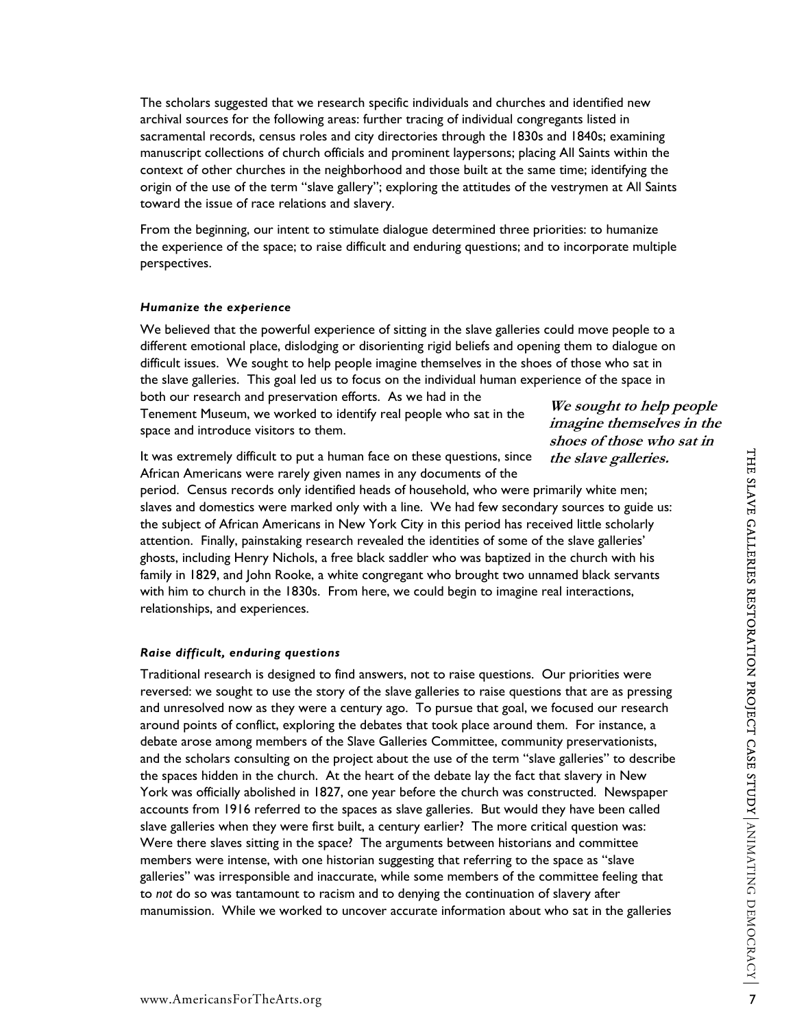The scholars suggested that we research specific individuals and churches and identified new archival sources for the following areas: further tracing of individual congregants listed in sacramental records, census roles and city directories through the 1830s and 1840s; examining manuscript collections of church officials and prominent laypersons; placing All Saints within the context of other churches in the neighborhood and those built at the same time; identifying the origin of the use of the term "slave gallery"; exploring the attitudes of the vestrymen at All Saints toward the issue of race relations and slavery.

From the beginning, our intent to stimulate dialogue determined three priorities: to humanize the experience of the space; to raise difficult and enduring questions; and to incorporate multiple perspectives.

#### *Humanize the experience*

We believed that the powerful experience of sitting in the slave galleries could move people to a different emotional place, dislodging or disorienting rigid beliefs and opening them to dialogue on difficult issues. We sought to help people imagine themselves in the shoes of those who sat in the slave galleries. This goal led us to focus on the individual human experience of the space in both our research and preservation efforts. As we had in the Tenement Museum, we worked to identify real people who sat in the space and introduce visitors to them.

> ***We sought to help people imagine themselves in the shoes of those who sat in the slave galleries.***

It was extremely difficult to put a human face on these questions, since African Americans were rarely given names in any documents of the period. Census records only identified heads of household, who were primarily white men; slaves and domestics were marked only with a line. We had few secondary sources to guide us: the subject of African Americans in New York City in this period has received little scholarly attention. Finally, painstaking research revealed the identities of some of the slave galleries' ghosts, including Henry Nichols, a free black saddler who was baptized in the church with his family in 1829, and John Rooke, a white congregant who brought two unnamed black servants with him to church in the 1830s. From here, we could begin to imagine real interactions, relationships, and experiences.

#### *Raise difficult, enduring questions*

Traditional research is designed to find answers, not to raise questions. Our priorities were reversed: we sought to use the story of the slave galleries to raise questions that are as pressing and unresolved now as they were a century ago. To pursue that goal, we focused our research around points of conflict, exploring the debates that took place around them. For instance, a debate arose among members of the Slave Galleries Committee, community preservationists, and the scholars consulting on the project about the use of the term "slave galleries" to describe the spaces hidden in the church. At the heart of the debate lay the fact that slavery in New York was officially abolished in 1827, one year before the church was constructed. Newspaper accounts from 1916 referred to the spaces as slave galleries. But would they have been called slave galleries when they were first built, a century earlier? The more critical question was: Were there slaves sitting in the space? The arguments between historians and committee members were intense, with one historian suggesting that referring to the space as "slave galleries" was irresponsible and inaccurate, while some members of the committee feeling that to *not* do so was tantamount to racism and to denying the continuation of slavery after manumission. While we worked to uncover accurate information about who sat in the galleries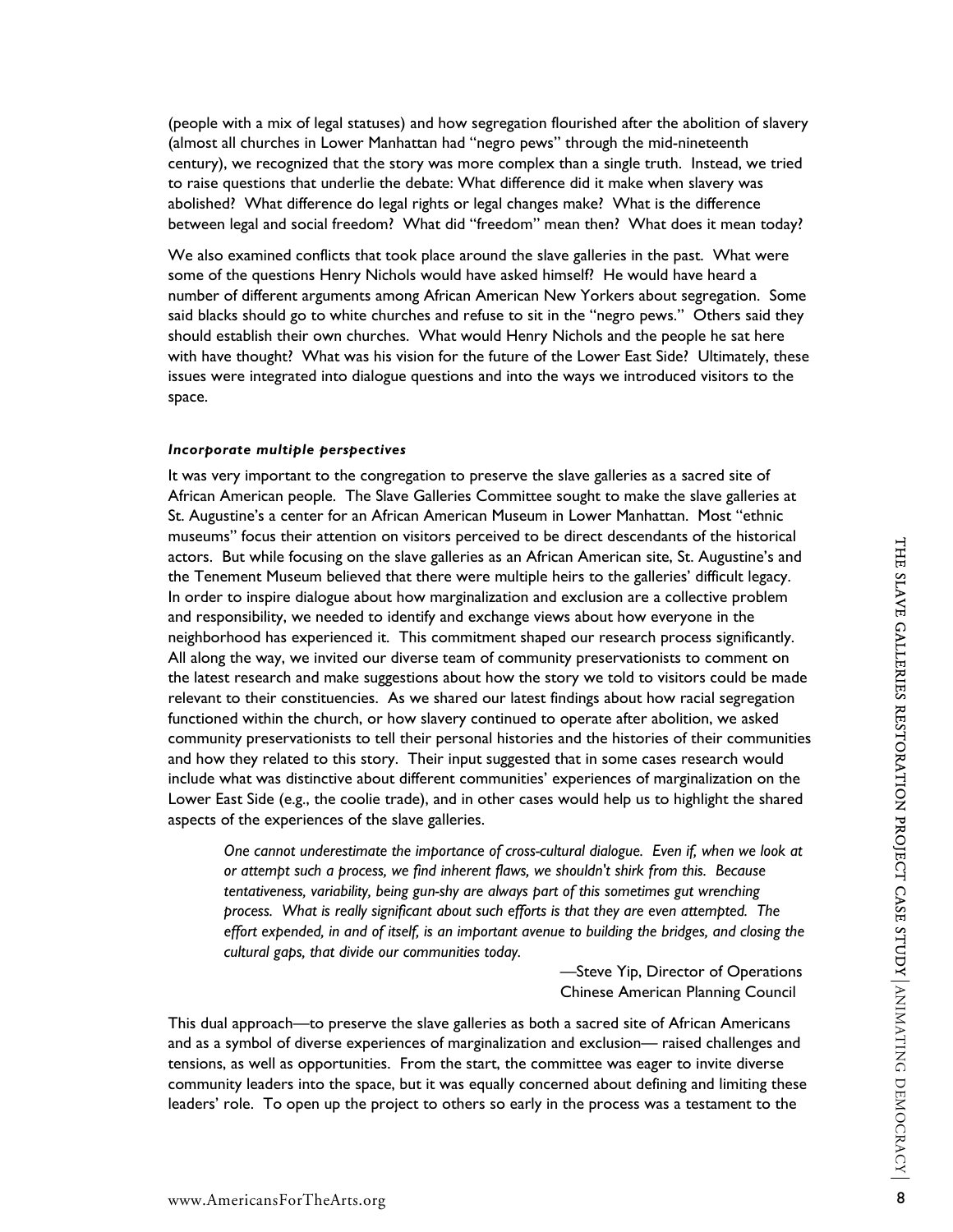(people with a mix of legal statuses) and how segregation flourished after the abolition of slavery (almost all churches in Lower Manhattan had "negro pews" through the mid-nineteenth century), we recognized that the story was more complex than a single truth. Instead, we tried to raise questions that underlie the debate: What difference did it make when slavery was abolished? What difference do legal rights or legal changes make? What is the difference between legal and social freedom? What did "freedom" mean then? What does it mean today?

We also examined conflicts that took place around the slave galleries in the past. What were some of the questions Henry Nichols would have asked himself? He would have heard a number of different arguments among African American New Yorkers about segregation. Some said blacks should go to white churches and refuse to sit in the "negro pews." Others said they should establish their own churches. What would Henry Nichols and the people he sat here with have thought? What was his vision for the future of the Lower East Side? Ultimately, these issues were integrated into dialogue questions and into the ways we introduced visitors to the space.

***Incorporate multiple perspectives***

It was very important to the congregation to preserve the slave galleries as a sacred site of African American people. The Slave Galleries Committee sought to make the slave galleries at St. Augustine's a center for an African American Museum in Lower Manhattan. Most "ethnic museums" focus their attention on visitors perceived to be direct descendants of the historical actors. But while focusing on the slave galleries as an African American site, St. Augustine's and the Tenement Museum believed that there were multiple heirs to the galleries' difficult legacy. In order to inspire dialogue about how marginalization and exclusion are a collective problem and responsibility, we needed to identify and exchange views about how everyone in the neighborhood has experienced it. This commitment shaped our research process significantly. All along the way, we invited our diverse team of community preservationists to comment on the latest research and make suggestions about how the story we told to visitors could be made relevant to their constituencies. As we shared our latest findings about how racial segregation functioned within the church, or how slavery continued to operate after abolition, we asked community preservationists to tell their personal histories and the histories of their communities and how they related to this story. Their input suggested that in some cases research would include what was distinctive about different communities' experiences of marginalization on the Lower East Side (e.g., the coolie trade), and in other cases would help us to highlight the shared aspects of the experiences of the slave galleries.

> *One cannot underestimate the importance of cross-cultural dialogue. Even if, when we look at or attempt such a process, we find inherent flaws, we shouldn't shirk from this. Because tentativeness, variability, being gun-shy are always part of this sometimes gut wrenching process. What is really significant about such efforts is that they are even attempted. The effort expended, in and of itself, is an important avenue to building the bridges, and closing the cultural gaps, that divide our communities today.*
>
> —Steve Yip, Director of Operations
> Chinese American Planning Council

This dual approach—to preserve the slave galleries as both a sacred site of African Americans and as a symbol of diverse experiences of marginalization and exclusion— raised challenges and tensions, as well as opportunities. From the start, the committee was eager to invite diverse community leaders into the space, but it was equally concerned about defining and limiting these leaders' role. To open up the project to others so early in the process was a testament to the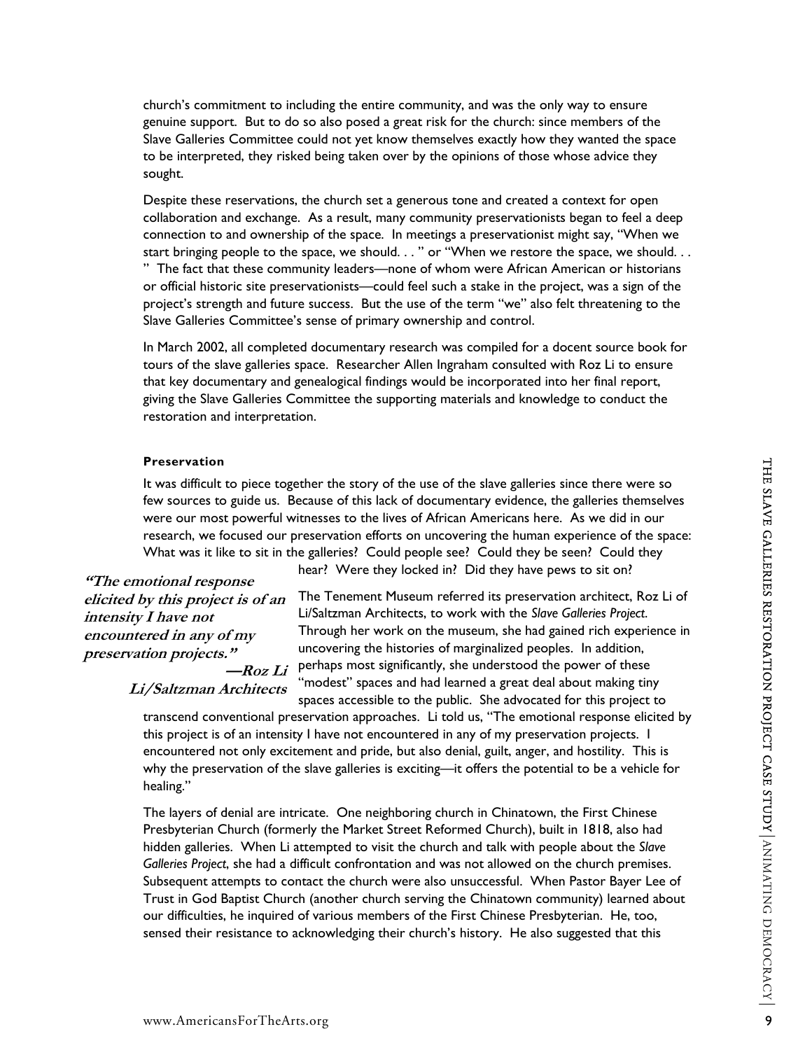church's commitment to including the entire community, and was the only way to ensure genuine support. But to do so also posed a great risk for the church: since members of the Slave Galleries Committee could not yet know themselves exactly how they wanted the space to be interpreted, they risked being taken over by the opinions of those whose advice they sought.

Despite these reservations, the church set a generous tone and created a context for open collaboration and exchange. As a result, many community preservationists began to feel a deep connection to and ownership of the space. In meetings a preservationist might say, "When we start bringing people to the space, we should. . . " or "When we restore the space, we should. . . " The fact that these community leaders—none of whom were African American or historians or official historic site preservationists—could feel such a stake in the project, was a sign of the project's strength and future success. But the use of the term "we" also felt threatening to the Slave Galleries Committee's sense of primary ownership and control.

In March 2002, all completed documentary research was compiled for a docent source book for tours of the slave galleries space. Researcher Allen Ingraham consulted with Roz Li to ensure that key documentary and genealogical findings would be incorporated into her final report, giving the Slave Galleries Committee the supporting materials and knowledge to conduct the restoration and interpretation.

**Preservation**

It was difficult to piece together the story of the use of the slave galleries since there were so few sources to guide us. Because of this lack of documentary evidence, the galleries themselves were our most powerful witnesses to the lives of African Americans here. As we did in our research, we focused our preservation efforts on uncovering the human experience of the space: What was it like to sit in the galleries? Could people see? Could they be seen? Could they hear? Were they locked in? Did they have pews to sit on?

> ***"The emotional response elicited by this project is of an intensity I have not encountered in any of my preservation projects."***
> ***—Roz Li, Li/Saltzman Architects***

The Tenement Museum referred its preservation architect, Roz Li of Li/Saltzman Architects, to work with the *Slave Galleries Project*. Through her work on the museum, she had gained rich experience in uncovering the histories of marginalized peoples. In addition, perhaps most significantly, she understood the power of these "modest" spaces and had learned a great deal about making tiny spaces accessible to the public. She advocated for this project to transcend conventional preservation approaches. Li told us, "The emotional response elicited by this project is of an intensity I have not encountered in any of my preservation projects. I encountered not only excitement and pride, but also denial, guilt, anger, and hostility. This is why the preservation of the slave galleries is exciting—it offers the potential to be a vehicle for healing."

The layers of denial are intricate. One neighboring church in Chinatown, the First Chinese Presbyterian Church (formerly the Market Street Reformed Church), built in 1818, also had hidden galleries. When Li attempted to visit the church and talk with people about the *Slave Galleries Project*, she had a difficult confrontation and was not allowed on the church premises. Subsequent attempts to contact the church were also unsuccessful. When Pastor Bayer Lee of Trust in God Baptist Church (another church serving the Chinatown community) learned about our difficulties, he inquired of various members of the First Chinese Presbyterian. He, too, sensed their resistance to acknowledging their church's history. He also suggested that this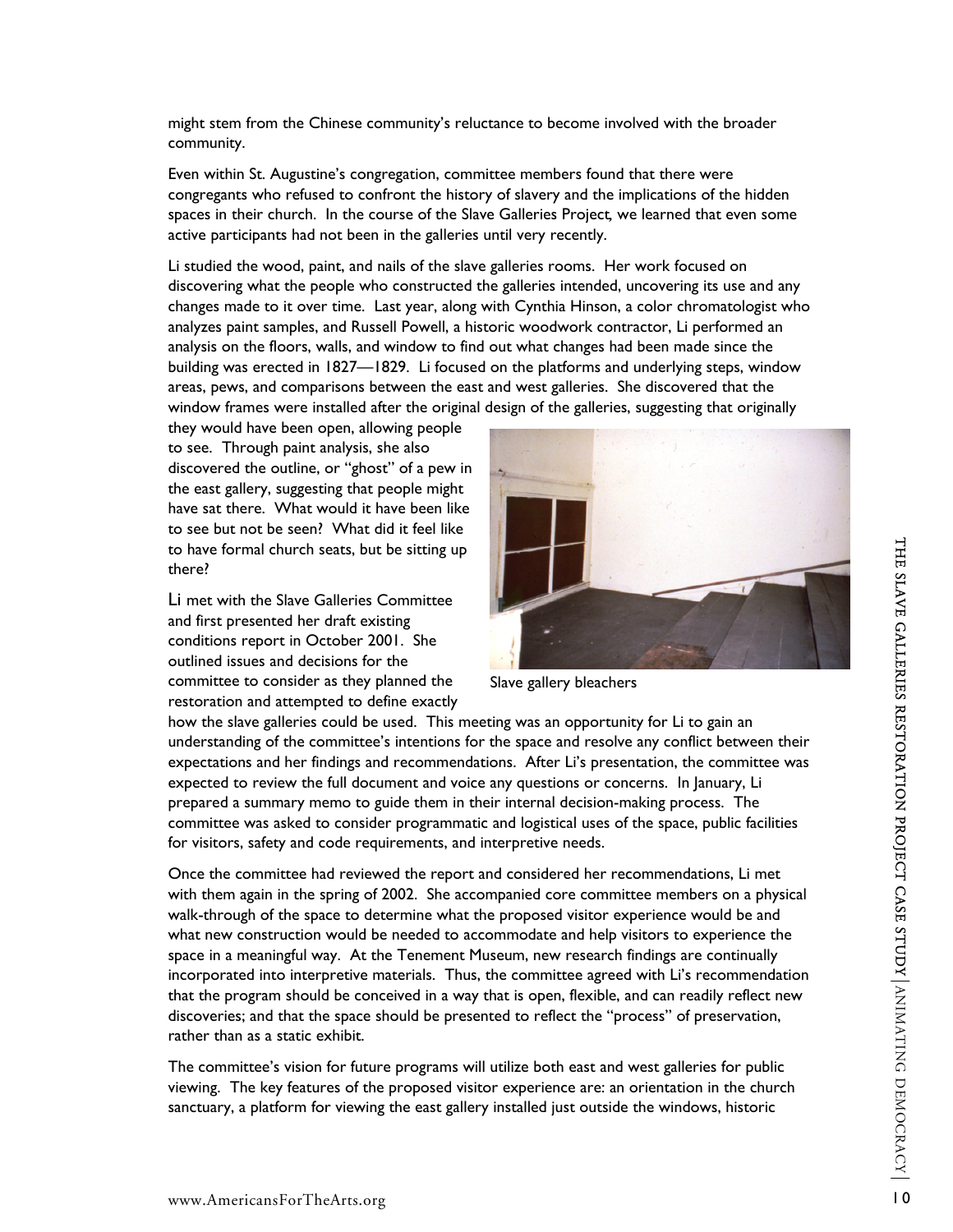might stem from the Chinese community's reluctance to become involved with the broader community.

Even within St. Augustine's congregation, committee members found that there were congregants who refused to confront the history of slavery and the implications of the hidden spaces in their church. In the course of the Slave Galleries Project, we learned that even some active participants had not been in the galleries until very recently.

Li studied the wood, paint, and nails of the slave galleries rooms. Her work focused on discovering what the people who constructed the galleries intended, uncovering its use and any changes made to it over time. Last year, along with Cynthia Hinson, a color chromatologist who analyzes paint samples, and Russell Powell, a historic woodwork contractor, Li performed an analysis on the floors, walls, and window to find out what changes had been made since the building was erected in 1827—1829. Li focused on the platforms and underlying steps, window areas, pews, and comparisons between the east and west galleries. She discovered that the window frames were installed after the original design of the galleries, suggesting that originally they would have been open, allowing people to see. Through paint analysis, she also discovered the outline, or "ghost" of a pew in the east gallery, suggesting that people might have sat there. What would it have been like to see but not be seen? What did it feel like to have formal church seats, but be sitting up there?

Slave gallery bleachers

Li met with the Slave Galleries Committee and first presented her draft existing conditions report in October 2001. She outlined issues and decisions for the committee to consider as they planned the restoration and attempted to define exactly how the slave galleries could be used. This meeting was an opportunity for Li to gain an understanding of the committee's intentions for the space and resolve any conflict between their expectations and her findings and recommendations. After Li's presentation, the committee was expected to review the full document and voice any questions or concerns. In January, Li prepared a summary memo to guide them in their internal decision-making process. The committee was asked to consider programmatic and logistical uses of the space, public facilities for visitors, safety and code requirements, and interpretive needs.

Once the committee had reviewed the report and considered her recommendations, Li met with them again in the spring of 2002. She accompanied core committee members on a physical walk-through of the space to determine what the proposed visitor experience would be and what new construction would be needed to accommodate and help visitors to experience the space in a meaningful way. At the Tenement Museum, new research findings are continually incorporated into interpretive materials. Thus, the committee agreed with Li's recommendation that the program should be conceived in a way that is open, flexible, and can readily reflect new discoveries; and that the space should be presented to reflect the "process" of preservation, rather than as a static exhibit.

The committee's vision for future programs will utilize both east and west galleries for public viewing. The key features of the proposed visitor experience are: an orientation in the church sanctuary, a platform for viewing the east gallery installed just outside the windows, historic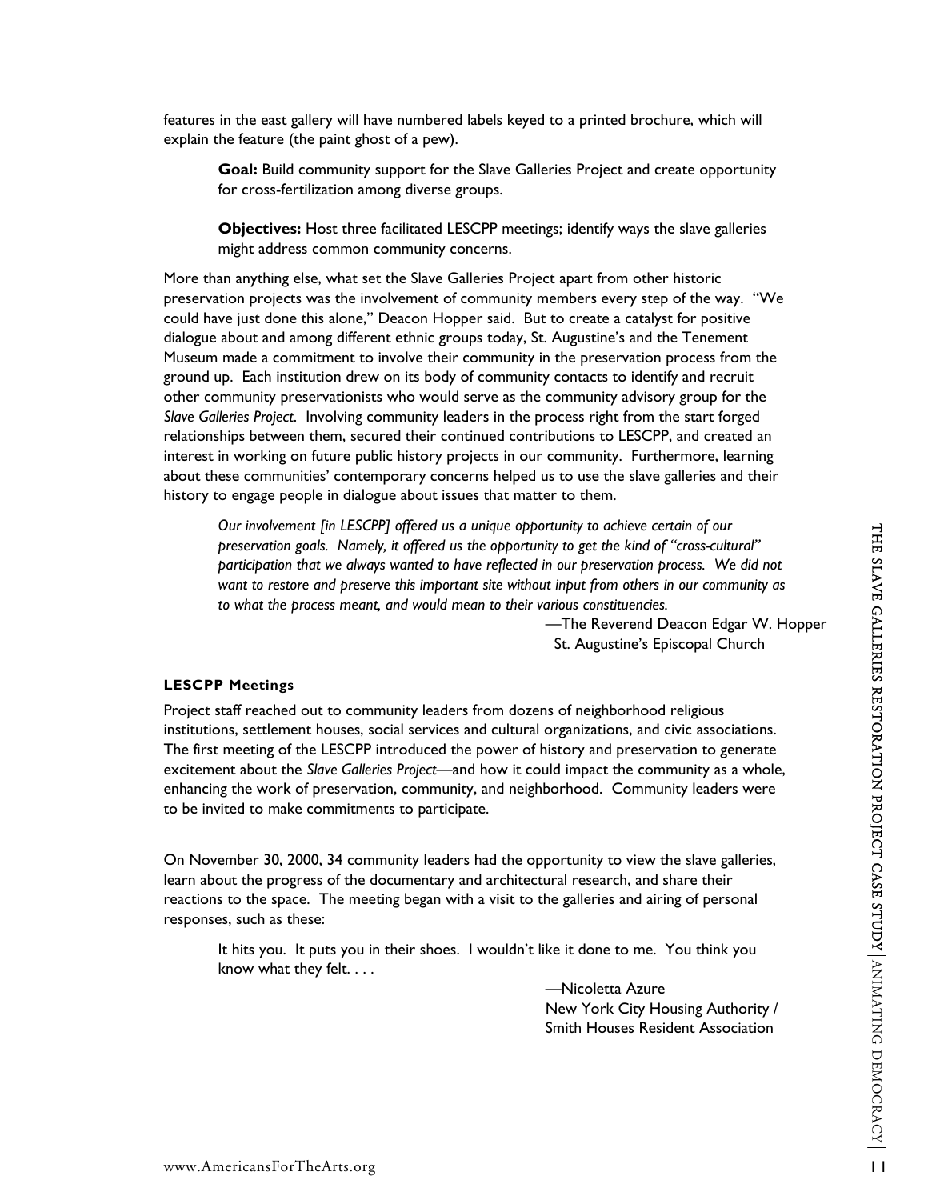features in the east gallery will have numbered labels keyed to a printed brochure, which will explain the feature (the paint ghost of a pew).

> **Goal:** Build community support for the Slave Galleries Project and create opportunity for cross-fertilization among diverse groups.
>
> **Objectives:** Host three facilitated LESCPP meetings; identify ways the slave galleries might address common community concerns.

More than anything else, what set the Slave Galleries Project apart from other historic preservation projects was the involvement of community members every step of the way. "We could have just done this alone," Deacon Hopper said. But to create a catalyst for positive dialogue about and among different ethnic groups today, St. Augustine's and the Tenement Museum made a commitment to involve their community in the preservation process from the ground up. Each institution drew on its body of community contacts to identify and recruit other community preservationists who would serve as the community advisory group for the *Slave Galleries Project*. Involving community leaders in the process right from the start forged relationships between them, secured their continued contributions to LESCPP, and created an interest in working on future public history projects in our community. Furthermore, learning about these communities' contemporary concerns helped us to use the slave galleries and their history to engage people in dialogue about issues that matter to them.

> *Our involvement [in LESCPP] offered us a unique opportunity to achieve certain of our preservation goals. Namely, it offered us the opportunity to get the kind of "cross-cultural" participation that we always wanted to have reflected in our preservation process. We did not want to restore and preserve this important site without input from others in our community as to what the process meant, and would mean to their various constituencies.*
>
> —The Reverend Deacon Edgar W. Hopper
> St. Augustine's Episcopal Church

#### LESCPP Meetings

Project staff reached out to community leaders from dozens of neighborhood religious institutions, settlement houses, social services and cultural organizations, and civic associations. The first meeting of the LESCPP introduced the power of history and preservation to generate excitement about the *Slave Galleries Project*—and how it could impact the community as a whole, enhancing the work of preservation, community, and neighborhood. Community leaders were to be invited to make commitments to participate.

On November 30, 2000, 34 community leaders had the opportunity to view the slave galleries, learn about the progress of the documentary and architectural research, and share their reactions to the space. The meeting began with a visit to the galleries and airing of personal responses, such as these:

> It hits you. It puts you in their shoes. I wouldn't like it done to me. You think you know what they felt. . . .
>
> —Nicoletta Azure
> New York City Housing Authority /
> Smith Houses Resident Association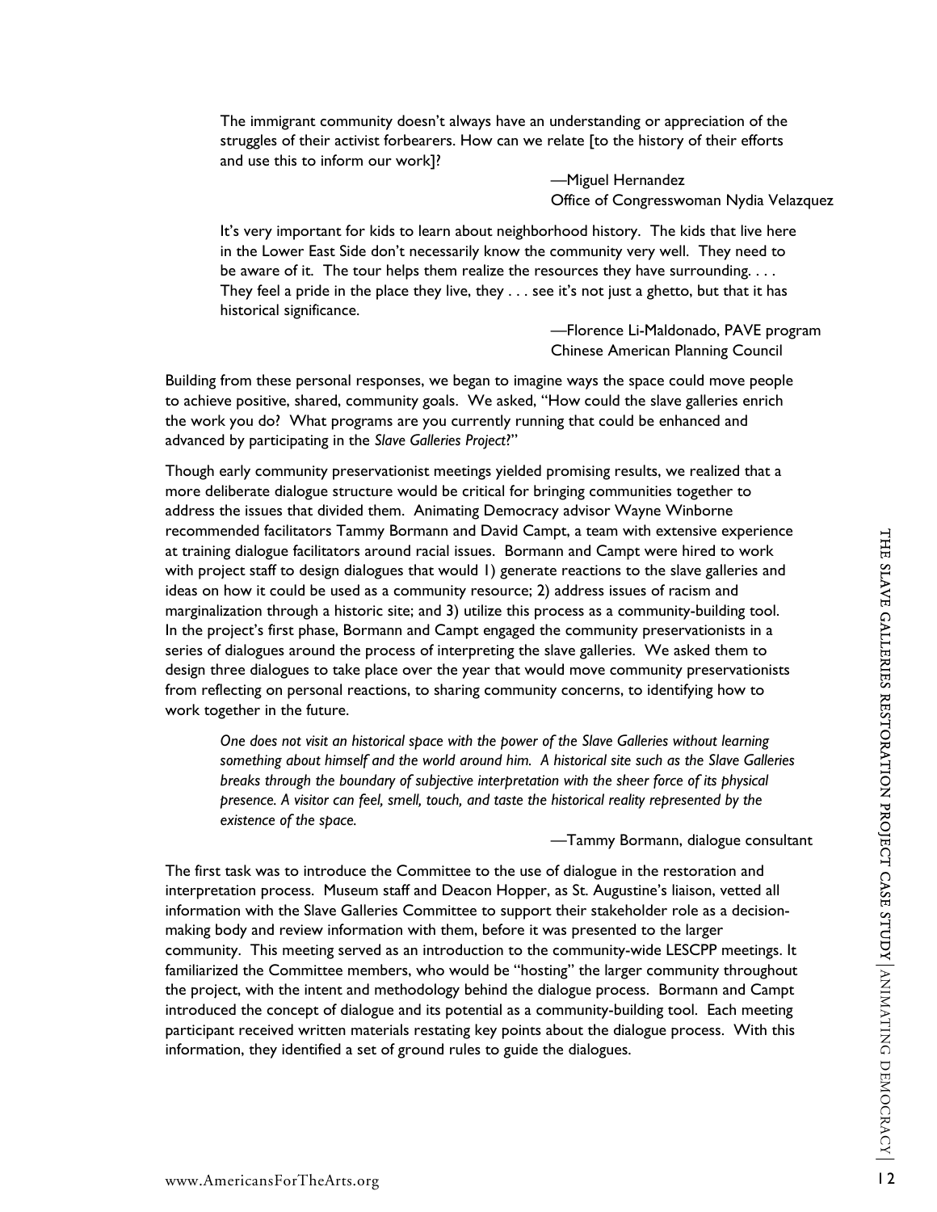> The immigrant community doesn't always have an understanding or appreciation of the struggles of their activist forbearers. How can we relate [to the history of their efforts and use this to inform our work]?
>
> —Miguel Hernandez
> Office of Congresswoman Nydia Velazquez

> It's very important for kids to learn about neighborhood history. The kids that live here in the Lower East Side don't necessarily know the community very well. They need to be aware of it. The tour helps them realize the resources they have surrounding. . . . They feel a pride in the place they live, they . . . see it's not just a ghetto, but that it has historical significance.
>
> —Florence Li-Maldonado, PAVE program
> Chinese American Planning Council

Building from these personal responses, we began to imagine ways the space could move people to achieve positive, shared, community goals. We asked, "How could the slave galleries enrich the work you do? What programs are you currently running that could be enhanced and advanced by participating in the *Slave Galleries Project*?"

Though early community preservationist meetings yielded promising results, we realized that a more deliberate dialogue structure would be critical for bringing communities together to address the issues that divided them. Animating Democracy advisor Wayne Winborne recommended facilitators Tammy Bormann and David Campt, a team with extensive experience at training dialogue facilitators around racial issues. Bormann and Campt were hired to work with project staff to design dialogues that would 1) generate reactions to the slave galleries and ideas on how it could be used as a community resource; 2) address issues of racism and marginalization through a historic site; and 3) utilize this process as a community-building tool. In the project's first phase, Bormann and Campt engaged the community preservationists in a series of dialogues around the process of interpreting the slave galleries. We asked them to design three dialogues to take place over the year that would move community preservationists from reflecting on personal reactions, to sharing community concerns, to identifying how to work together in the future.

> *One does not visit an historical space with the power of the Slave Galleries without learning something about himself and the world around him. A historical site such as the Slave Galleries breaks through the boundary of subjective interpretation with the sheer force of its physical presence. A visitor can feel, smell, touch, and taste the historical reality represented by the existence of the space.*
>
> —Tammy Bormann, dialogue consultant

The first task was to introduce the Committee to the use of dialogue in the restoration and interpretation process. Museum staff and Deacon Hopper, as St. Augustine's liaison, vetted all information with the Slave Galleries Committee to support their stakeholder role as a decision-making body and review information with them, before it was presented to the larger community. This meeting served as an introduction to the community-wide LESCPP meetings. It familiarized the Committee members, who would be "hosting" the larger community throughout the project, with the intent and methodology behind the dialogue process. Bormann and Campt introduced the concept of dialogue and its potential as a community-building tool. Each meeting participant received written materials restating key points about the dialogue process. With this information, they identified a set of ground rules to guide the dialogues.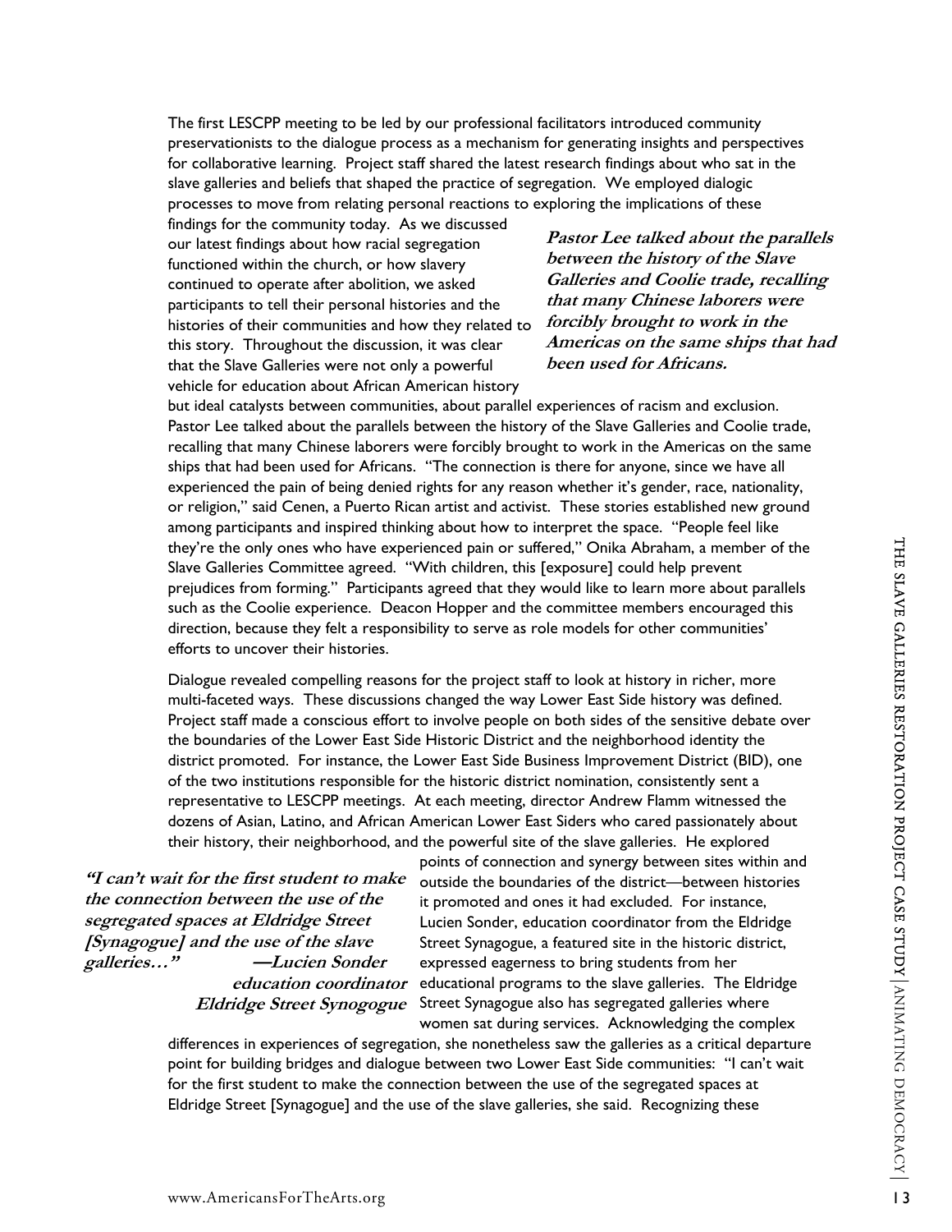The first LESCPP meeting to be led by our professional facilitators introduced community preservationists to the dialogue process as a mechanism for generating insights and perspectives for collaborative learning. Project staff shared the latest research findings about who sat in the slave galleries and beliefs that shaped the practice of segregation. We employed dialogic processes to move from relating personal reactions to exploring the implications of these findings for the community today. As we discussed our latest findings about how racial segregation functioned within the church, or how slavery continued to operate after abolition, we asked participants to tell their personal histories and the histories of their communities and how they related to this story. Throughout the discussion, it was clear that the Slave Galleries were not only a powerful vehicle for education about African American history but ideal catalysts between communities, about parallel experiences of racism and exclusion. Pastor Lee talked about the parallels between the history of the Slave Galleries and Coolie trade, recalling that many Chinese laborers were forcibly brought to work in the Americas on the same ships that had been used for Africans. "The connection is there for anyone, since we have all experienced the pain of being denied rights for any reason whether it's gender, race, nationality, or religion," said Cenen, a Puerto Rican artist and activist. These stories established new ground among participants and inspired thinking about how to interpret the space. "People feel like they're the only ones who have experienced pain or suffered," Onika Abraham, a member of the Slave Galleries Committee agreed. "With children, this [exposure] could help prevent prejudices from forming." Participants agreed that they would like to learn more about parallels such as the Coolie experience. Deacon Hopper and the committee members encouraged this direction, because they felt a responsibility to serve as role models for other communities' efforts to uncover their histories.

***Pastor Lee talked about the parallels between the history of the Slave Galleries and Coolie trade, recalling that many Chinese laborers were forcibly brought to work in the Americas on the same ships that had been used for Africans.***

Dialogue revealed compelling reasons for the project staff to look at history in richer, more multi-faceted ways. These discussions changed the way Lower East Side history was defined. Project staff made a conscious effort to involve people on both sides of the sensitive debate over the boundaries of the Lower East Side Historic District and the neighborhood identity the district promoted. For instance, the Lower East Side Business Improvement District (BID), one of the two institutions responsible for the historic district nomination, consistently sent a representative to LESCPP meetings. At each meeting, director Andrew Flamm witnessed the dozens of Asian, Latino, and African American Lower East Siders who cared passionately about their history, their neighborhood, and the powerful site of the slave galleries. He explored points of connection and synergy between sites within and outside the boundaries of the district—between histories it promoted and ones it had excluded. For instance, Lucien Sonder, education coordinator from the Eldridge Street Synagogue, a featured site in the historic district, expressed eagerness to bring students from her educational programs to the slave galleries. The Eldridge Street Synagogue also has segregated galleries where women sat during services. Acknowledging the complex differences in experiences of segregation, she nonetheless saw the galleries as a critical departure point for building bridges and dialogue between two Lower East Side communities: "I can't wait for the first student to make the connection between the use of the segregated spaces at Eldridge Street [Synagogue] and the use of the slave galleries, she said. Recognizing these

***"I can't wait for the first student to make the connection between the use of the segregated spaces at Eldridge Street [Synagogue] and the use of the slave galleries…" —Lucien Sonder education coordinator Eldridge Street Synogogue***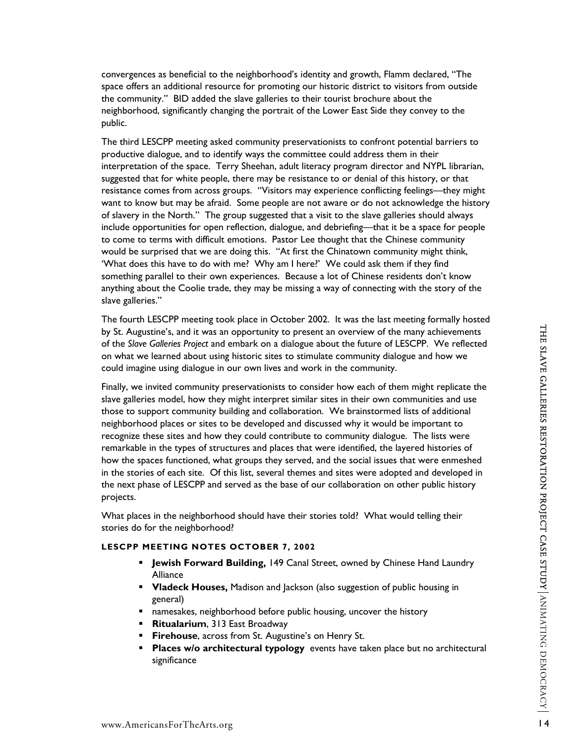convergences as beneficial to the neighborhood's identity and growth, Flamm declared, "The space offers an additional resource for promoting our historic district to visitors from outside the community." BID added the slave galleries to their tourist brochure about the neighborhood, significantly changing the portrait of the Lower East Side they convey to the public.

The third LESCPP meeting asked community preservationists to confront potential barriers to productive dialogue, and to identify ways the committee could address them in their interpretation of the space. Terry Sheehan, adult literacy program director and NYPL librarian, suggested that for white people, there may be resistance to or denial of this history, or that resistance comes from across groups. "Visitors may experience conflicting feelings—they might want to know but may be afraid. Some people are not aware or do not acknowledge the history of slavery in the North." The group suggested that a visit to the slave galleries should always include opportunities for open reflection, dialogue, and debriefing—that it be a space for people to come to terms with difficult emotions. Pastor Lee thought that the Chinese community would be surprised that we are doing this. "At first the Chinatown community might think, 'What does this have to do with me? Why am I here?' We could ask them if they find something parallel to their own experiences. Because a lot of Chinese residents don't know anything about the Coolie trade, they may be missing a way of connecting with the story of the slave galleries."

The fourth LESCPP meeting took place in October 2002. It was the last meeting formally hosted by St. Augustine's, and it was an opportunity to present an overview of the many achievements of the *Slave Galleries Project* and embark on a dialogue about the future of LESCPP. We reflected on what we learned about using historic sites to stimulate community dialogue and how we could imagine using dialogue in our own lives and work in the community.

Finally, we invited community preservationists to consider how each of them might replicate the slave galleries model, how they might interpret similar sites in their own communities and use those to support community building and collaboration. We brainstormed lists of additional neighborhood places or sites to be developed and discussed why it would be important to recognize these sites and how they could contribute to community dialogue. The lists were remarkable in the types of structures and places that were identified, the layered histories of how the spaces functioned, what groups they served, and the social issues that were enmeshed in the stories of each site. Of this list, several themes and sites were adopted and developed in the next phase of LESCPP and served as the base of our collaboration on other public history projects.

What places in the neighborhood should have their stories told? What would telling their stories do for the neighborhood?

#### LESCPP MEETING NOTES OCTOBER 7, 2002

- **Jewish Forward Building,** 149 Canal Street, owned by Chinese Hand Laundry Alliance
- **Vladeck Houses,** Madison and Jackson (also suggestion of public housing in general)
- namesakes, neighborhood before public housing, uncover the history
- **Ritualarium**, 313 East Broadway
- **Firehouse**, across from St. Augustine's on Henry St.
- **Places w/o architectural typology** events have taken place but no architectural significance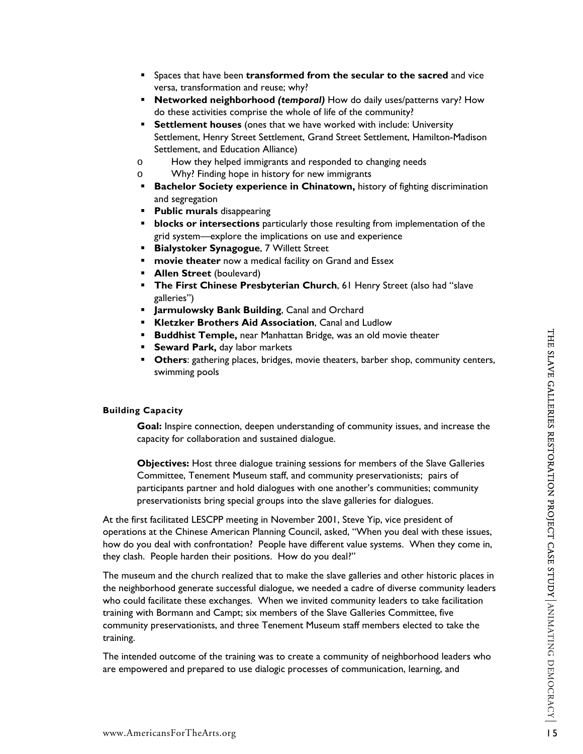- Spaces that have been **transformed from the secular to the sacred** and vice versa, transformation and reuse; why?
- **Networked neighborhood *(temporal)*** How do daily uses/patterns vary? How do these activities comprise the whole of life of the community?
- **Settlement houses** (ones that we have worked with include: University Settlement, Henry Street Settlement, Grand Street Settlement, Hamilton-Madison Settlement, and Education Alliance)
    - How they helped immigrants and responded to changing needs
    - Why? Finding hope in history for new immigrants
- **Bachelor Society experience in Chinatown,** history of fighting discrimination and segregation
- **Public murals** disappearing
- **blocks or intersections** particularly those resulting from implementation of the grid system—explore the implications on use and experience
- **Bialystoker Synagogue**, 7 Willett Street
- **movie theater** now a medical facility on Grand and Essex
- **Allen Street** (boulevard)
- **The First Chinese Presbyterian Church**, 61 Henry Street (also had "slave galleries")
- **Jarmulowsky Bank Building**, Canal and Orchard
- **Kletzker Brothers Aid Association**, Canal and Ludlow
- **Buddhist Temple,** near Manhattan Bridge, was an old movie theater
- **Seward Park,** day labor markets
- **Others**: gathering places, bridges, movie theaters, barber shop, community centers, swimming pools

#### Building Capacity

**Goal:** Inspire connection, deepen understanding of community issues, and increase the capacity for collaboration and sustained dialogue.

**Objectives:** Host three dialogue training sessions for members of the Slave Galleries Committee, Tenement Museum staff, and community preservationists; pairs of participants partner and hold dialogues with one another's communities; community preservationists bring special groups into the slave galleries for dialogues.

At the first facilitated LESCPP meeting in November 2001, Steve Yip, vice president of operations at the Chinese American Planning Council, asked, "When you deal with these issues, how do you deal with confrontation? People have different value systems. When they come in, they clash. People harden their positions. How do you deal?"

The museum and the church realized that to make the slave galleries and other historic places in the neighborhood generate successful dialogue, we needed a cadre of diverse community leaders who could facilitate these exchanges. When we invited community leaders to take facilitation training with Bormann and Campt; six members of the Slave Galleries Committee, five community preservationists, and three Tenement Museum staff members elected to take the training.

The intended outcome of the training was to create a community of neighborhood leaders who are empowered and prepared to use dialogic processes of communication, learning, and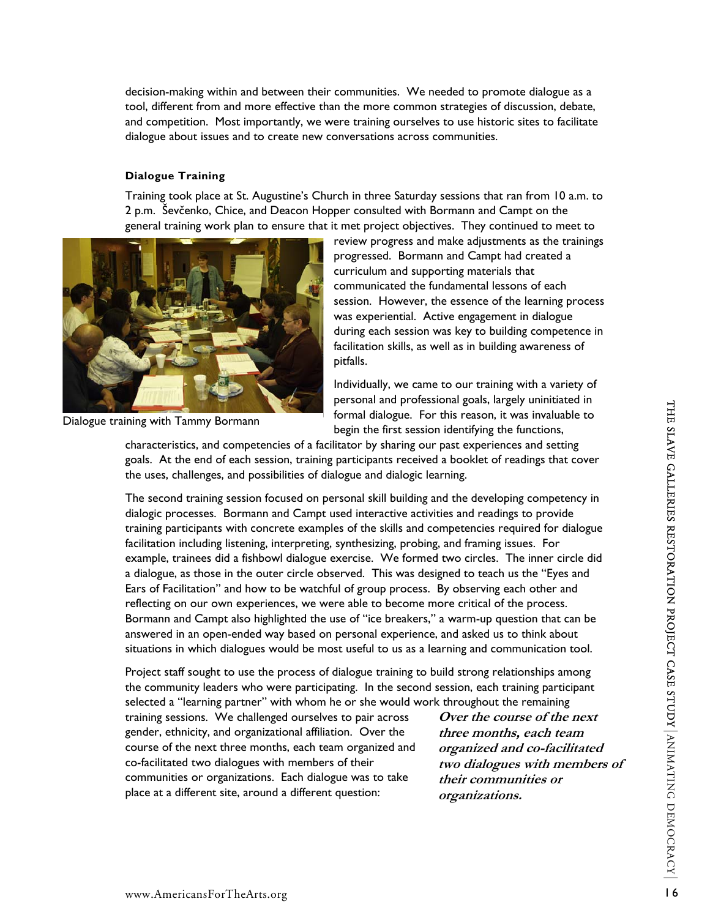decision-making within and between their communities. We needed to promote dialogue as a tool, different from and more effective than the more common strategies of discussion, debate, and competition. Most importantly, we were training ourselves to use historic sites to facilitate dialogue about issues and to create new conversations across communities.

**Dialogue Training**

Training took place at St. Augustine's Church in three Saturday sessions that ran from 10 a.m. to 2 p.m. Ševčenko, Chice, and Deacon Hopper consulted with Bormann and Campt on the general training work plan to ensure that it met project objectives. They continued to meet to review progress and make adjustments as the trainings progressed. Bormann and Campt had created a curriculum and supporting materials that communicated the fundamental lessons of each session. However, the essence of the learning process was experiential. Active engagement in dialogue during each session was key to building competence in facilitation skills, as well as in building awareness of pitfalls.

Dialogue training with Tammy Bormann

Individually, we came to our training with a variety of personal and professional goals, largely uninitiated in formal dialogue. For this reason, it was invaluable to begin the first session identifying the functions, characteristics, and competencies of a facilitator by sharing our past experiences and setting goals. At the end of each session, training participants received a booklet of readings that cover the uses, challenges, and possibilities of dialogue and dialogic learning.

The second training session focused on personal skill building and the developing competency in dialogic processes. Bormann and Campt used interactive activities and readings to provide training participants with concrete examples of the skills and competencies required for dialogue facilitation including listening, interpreting, synthesizing, probing, and framing issues. For example, trainees did a fishbowl dialogue exercise. We formed two circles. The inner circle did a dialogue, as those in the outer circle observed. This was designed to teach us the "Eyes and Ears of Facilitation" and how to be watchful of group process. By observing each other and reflecting on our own experiences, we were able to become more critical of the process. Bormann and Campt also highlighted the use of "ice breakers," a warm-up question that can be answered in an open-ended way based on personal experience, and asked us to think about situations in which dialogues would be most useful to us as a learning and communication tool.

Project staff sought to use the process of dialogue training to build strong relationships among the community leaders who were participating. In the second session, each training participant selected a "learning partner" with whom he or she would work throughout the remaining training sessions. We challenged ourselves to pair across gender, ethnicity, and organizational affiliation. Over the course of the next three months, each team organized and co-facilitated two dialogues with members of their communities or organizations. Each dialogue was to take place at a different site, around a different question:

***Over the course of the next three months, each team organized and co-facilitated two dialogues with members of their communities or organizations.***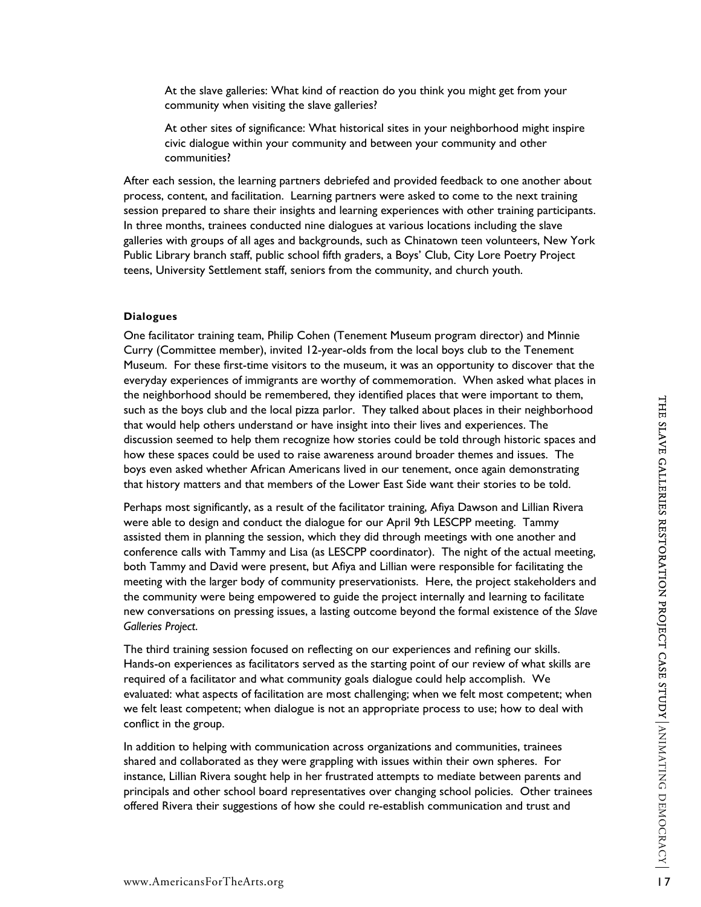At the slave galleries: What kind of reaction do you think you might get from your community when visiting the slave galleries?

At other sites of significance: What historical sites in your neighborhood might inspire civic dialogue within your community and between your community and other communities?

After each session, the learning partners debriefed and provided feedback to one another about process, content, and facilitation. Learning partners were asked to come to the next training session prepared to share their insights and learning experiences with other training participants. In three months, trainees conducted nine dialogues at various locations including the slave galleries with groups of all ages and backgrounds, such as Chinatown teen volunteers, New York Public Library branch staff, public school fifth graders, a Boys' Club, City Lore Poetry Project teens, University Settlement staff, seniors from the community, and church youth.

**Dialogues**

One facilitator training team, Philip Cohen (Tenement Museum program director) and Minnie Curry (Committee member), invited 12-year-olds from the local boys club to the Tenement Museum. For these first-time visitors to the museum, it was an opportunity to discover that the everyday experiences of immigrants are worthy of commemoration. When asked what places in the neighborhood should be remembered, they identified places that were important to them, such as the boys club and the local pizza parlor. They talked about places in their neighborhood that would help others understand or have insight into their lives and experiences. The discussion seemed to help them recognize how stories could be told through historic spaces and how these spaces could be used to raise awareness around broader themes and issues. The boys even asked whether African Americans lived in our tenement, once again demonstrating that history matters and that members of the Lower East Side want their stories to be told.

Perhaps most significantly, as a result of the facilitator training, Afiya Dawson and Lillian Rivera were able to design and conduct the dialogue for our April 9th LESCPP meeting. Tammy assisted them in planning the session, which they did through meetings with one another and conference calls with Tammy and Lisa (as LESCPP coordinator). The night of the actual meeting, both Tammy and David were present, but Afiya and Lillian were responsible for facilitating the meeting with the larger body of community preservationists. Here, the project stakeholders and the community were being empowered to guide the project internally and learning to facilitate new conversations on pressing issues, a lasting outcome beyond the formal existence of the *Slave Galleries Project*.

The third training session focused on reflecting on our experiences and refining our skills. Hands-on experiences as facilitators served as the starting point of our review of what skills are required of a facilitator and what community goals dialogue could help accomplish. We evaluated: what aspects of facilitation are most challenging; when we felt most competent; when we felt least competent; when dialogue is not an appropriate process to use; how to deal with conflict in the group.

In addition to helping with communication across organizations and communities, trainees shared and collaborated as they were grappling with issues within their own spheres. For instance, Lillian Rivera sought help in her frustrated attempts to mediate between parents and principals and other school board representatives over changing school policies. Other trainees offered Rivera their suggestions of how she could re-establish communication and trust and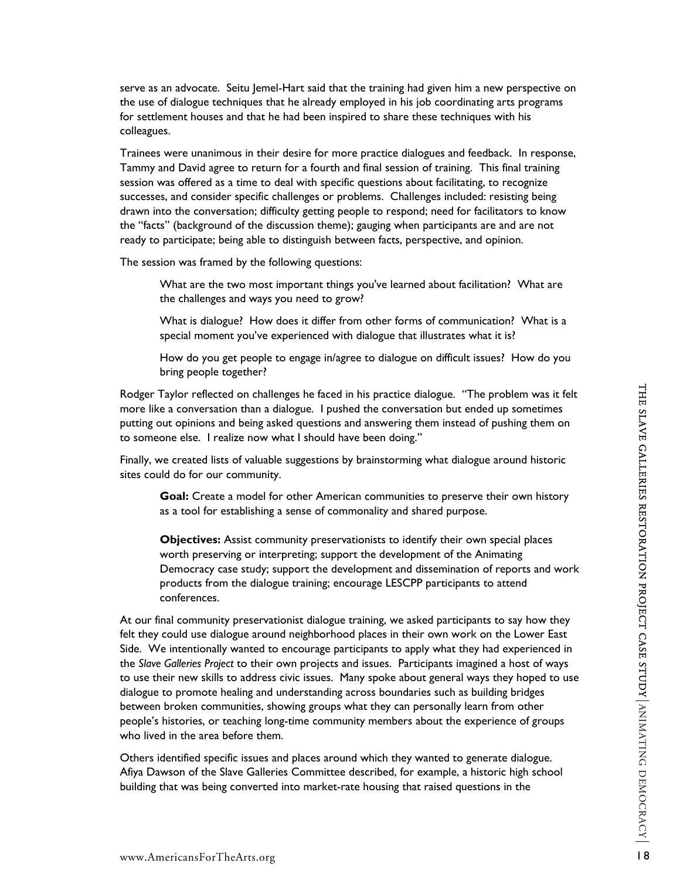serve as an advocate. Seitu Jemel-Hart said that the training had given him a new perspective on the use of dialogue techniques that he already employed in his job coordinating arts programs for settlement houses and that he had been inspired to share these techniques with his colleagues.

Trainees were unanimous in their desire for more practice dialogues and feedback. In response, Tammy and David agree to return for a fourth and final session of training. This final training session was offered as a time to deal with specific questions about facilitating, to recognize successes, and consider specific challenges or problems. Challenges included: resisting being drawn into the conversation; difficulty getting people to respond; need for facilitators to know the "facts" (background of the discussion theme); gauging when participants are and are not ready to participate; being able to distinguish between facts, perspective, and opinion.

The session was framed by the following questions:

> What are the two most important things you've learned about facilitation? What are the challenges and ways you need to grow?
>
> What is dialogue? How does it differ from other forms of communication? What is a special moment you've experienced with dialogue that illustrates what it is?
>
> How do you get people to engage in/agree to dialogue on difficult issues? How do you bring people together?

Rodger Taylor reflected on challenges he faced in his practice dialogue. "The problem was it felt more like a conversation than a dialogue. I pushed the conversation but ended up sometimes putting out opinions and being asked questions and answering them instead of pushing them on to someone else. I realize now what I should have been doing."

Finally, we created lists of valuable suggestions by brainstorming what dialogue around historic sites could do for our community.

> **Goal:** Create a model for other American communities to preserve their own history as a tool for establishing a sense of commonality and shared purpose.
>
> **Objectives:** Assist community preservationists to identify their own special places worth preserving or interpreting; support the development of the Animating Democracy case study; support the development and dissemination of reports and work products from the dialogue training; encourage LESCPP participants to attend conferences.

At our final community preservationist dialogue training, we asked participants to say how they felt they could use dialogue around neighborhood places in their own work on the Lower East Side. We intentionally wanted to encourage participants to apply what they had experienced in the *Slave Galleries Project* to their own projects and issues. Participants imagined a host of ways to use their new skills to address civic issues. Many spoke about general ways they hoped to use dialogue to promote healing and understanding across boundaries such as building bridges between broken communities, showing groups what they can personally learn from other people's histories, or teaching long-time community members about the experience of groups who lived in the area before them.

Others identified specific issues and places around which they wanted to generate dialogue. Afiya Dawson of the Slave Galleries Committee described, for example, a historic high school building that was being converted into market-rate housing that raised questions in the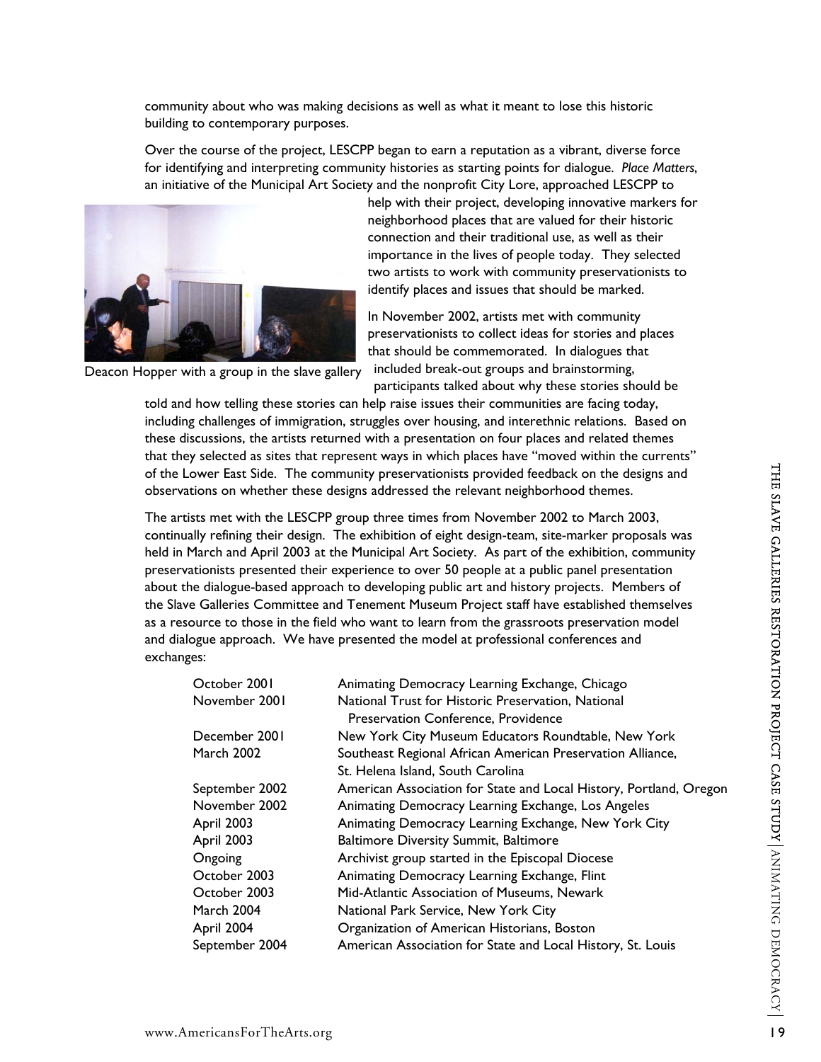community about who was making decisions as well as what it meant to lose this historic building to contemporary purposes.

Over the course of the project, LESCPP began to earn a reputation as a vibrant, diverse force for identifying and interpreting community histories as starting points for dialogue. *Place Matters*, an initiative of the Municipal Art Society and the nonprofit City Lore, approached LESCPP to help with their project, developing innovative markers for neighborhood places that are valued for their historic connection and their traditional use, as well as their importance in the lives of people today. They selected two artists to work with community preservationists to identify places and issues that should be marked.

Deacon Hopper with a group in the slave gallery

In November 2002, artists met with community preservationists to collect ideas for stories and places that should be commemorated. In dialogues that included break-out groups and brainstorming, participants talked about why these stories should be told and how telling these stories can help raise issues their communities are facing today, including challenges of immigration, struggles over housing, and interethnic relations. Based on these discussions, the artists returned with a presentation on four places and related themes that they selected as sites that represent ways in which places have "moved within the currents" of the Lower East Side. The community preservationists provided feedback on the designs and observations on whether these designs addressed the relevant neighborhood themes.

The artists met with the LESCPP group three times from November 2002 to March 2003, continually refining their design. The exhibition of eight design-team, site-marker proposals was held in March and April 2003 at the Municipal Art Society. As part of the exhibition, community preservationists presented their experience to over 50 people at a public panel presentation about the dialogue-based approach to developing public art and history projects. Members of the Slave Galleries Committee and Tenement Museum Project staff have established themselves as a resource to those in the field who want to learn from the grassroots preservation model and dialogue approach. We have presented the model at professional conferences and exchanges:

| | |
|---|---|
| October 2001 | Animating Democracy Learning Exchange, Chicago |
| November 2001 | National Trust for Historic Preservation, National Preservation Conference, Providence |
| December 2001 | New York City Museum Educators Roundtable, New York |
| March 2002 | Southeast Regional African American Preservation Alliance, St. Helena Island, South Carolina |
| September 2002 | American Association for State and Local History, Portland, Oregon |
| November 2002 | Animating Democracy Learning Exchange, Los Angeles |
| April 2003 | Animating Democracy Learning Exchange, New York City |
| April 2003 | Baltimore Diversity Summit, Baltimore |
| Ongoing | Archivist group started in the Episcopal Diocese |
| October 2003 | Animating Democracy Learning Exchange, Flint |
| October 2003 | Mid-Atlantic Association of Museums, Newark |
| March 2004 | National Park Service, New York City |
| April 2004 | Organization of American Historians, Boston |
| September 2004 | American Association for State and Local History, St. Louis |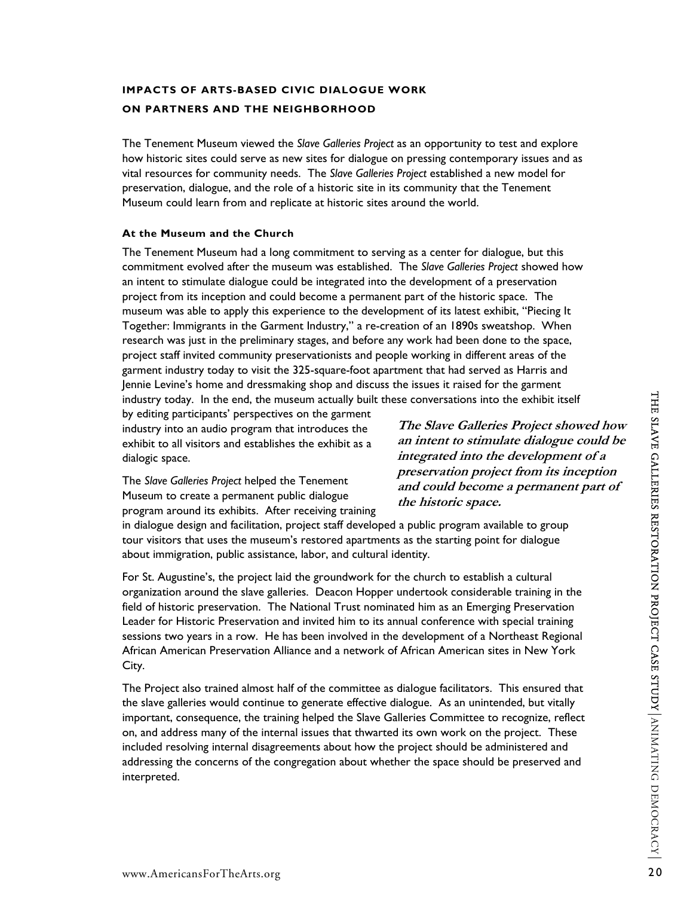## IMPACTS OF ARTS-BASED CIVIC DIALOGUE WORK ON PARTNERS AND THE NEIGHBORHOOD

The Tenement Museum viewed the *Slave Galleries Project* as an opportunity to test and explore how historic sites could serve as new sites for dialogue on pressing contemporary issues and as vital resources for community needs. The *Slave Galleries Project* established a new model for preservation, dialogue, and the role of a historic site in its community that the Tenement Museum could learn from and replicate at historic sites around the world.

### At the Museum and the Church

The Tenement Museum had a long commitment to serving as a center for dialogue, but this commitment evolved after the museum was established. The *Slave Galleries Project* showed how an intent to stimulate dialogue could be integrated into the development of a preservation project from its inception and could become a permanent part of the historic space. The museum was able to apply this experience to the development of its latest exhibit, "Piecing It Together: Immigrants in the Garment Industry," a re-creation of an 1890s sweatshop. When research was just in the preliminary stages, and before any work had been done to the space, project staff invited community preservationists and people working in different areas of the garment industry today to visit the 325-square-foot apartment that had served as Harris and Jennie Levine's home and dressmaking shop and discuss the issues it raised for the garment industry today. In the end, the museum actually built these conversations into the exhibit itself by editing participants' perspectives on the garment industry into an audio program that introduces the exhibit to all visitors and establishes the exhibit as a dialogic space.

> ***The Slave Galleries Project showed how an intent to stimulate dialogue could be integrated into the development of a preservation project from its inception and could become a permanent part of the historic space.***

The *Slave Galleries Project* helped the Tenement Museum to create a permanent public dialogue program around its exhibits. After receiving training in dialogue design and facilitation, project staff developed a public program available to group tour visitors that uses the museum's restored apartments as the starting point for dialogue about immigration, public assistance, labor, and cultural identity.

For St. Augustine's, the project laid the groundwork for the church to establish a cultural organization around the slave galleries. Deacon Hopper undertook considerable training in the field of historic preservation. The National Trust nominated him as an Emerging Preservation Leader for Historic Preservation and invited him to its annual conference with special training sessions two years in a row. He has been involved in the development of a Northeast Regional African American Preservation Alliance and a network of African American sites in New York City.

The Project also trained almost half of the committee as dialogue facilitators. This ensured that the slave galleries would continue to generate effective dialogue. As an unintended, but vitally important, consequence, the training helped the Slave Galleries Committee to recognize, reflect on, and address many of the internal issues that thwarted its own work on the project. These included resolving internal disagreements about how the project should be administered and addressing the concerns of the congregation about whether the space should be preserved and interpreted.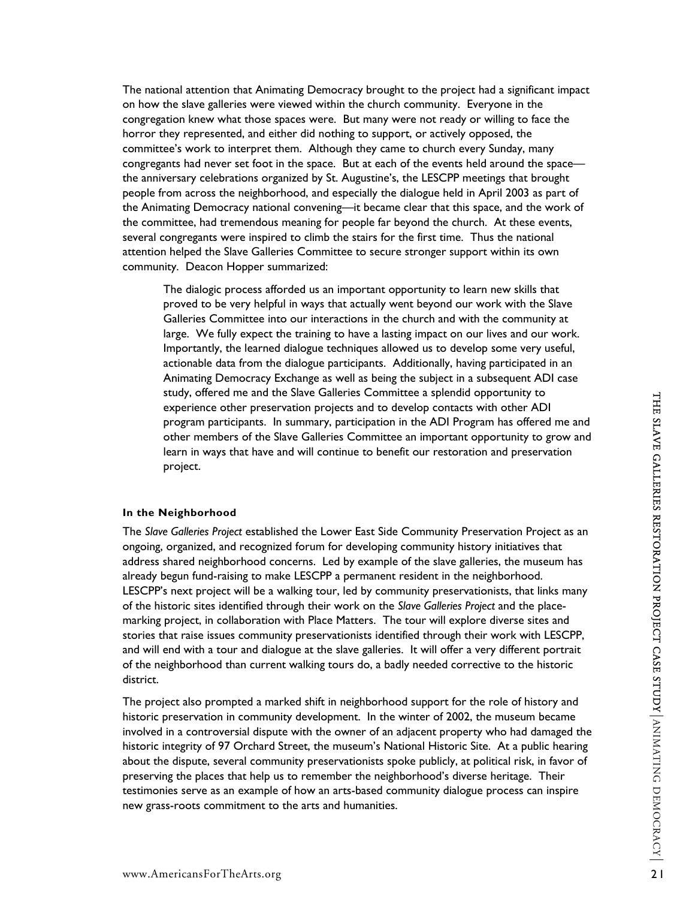The national attention that Animating Democracy brought to the project had a significant impact on how the slave galleries were viewed within the church community. Everyone in the congregation knew what those spaces were. But many were not ready or willing to face the horror they represented, and either did nothing to support, or actively opposed, the committee's work to interpret them. Although they came to church every Sunday, many congregants had never set foot in the space. But at each of the events held around the space—the anniversary celebrations organized by St. Augustine's, the LESCPP meetings that brought people from across the neighborhood, and especially the dialogue held in April 2003 as part of the Animating Democracy national convening—it became clear that this space, and the work of the committee, had tremendous meaning for people far beyond the church. At these events, several congregants were inspired to climb the stairs for the first time. Thus the national attention helped the Slave Galleries Committee to secure stronger support within its own community. Deacon Hopper summarized:

> The dialogic process afforded us an important opportunity to learn new skills that proved to be very helpful in ways that actually went beyond our work with the Slave Galleries Committee into our interactions in the church and with the community at large. We fully expect the training to have a lasting impact on our lives and our work. Importantly, the learned dialogue techniques allowed us to develop some very useful, actionable data from the dialogue participants. Additionally, having participated in an Animating Democracy Exchange as well as being the subject in a subsequent ADI case study, offered me and the Slave Galleries Committee a splendid opportunity to experience other preservation projects and to develop contacts with other ADI program participants. In summary, participation in the ADI Program has offered me and other members of the Slave Galleries Committee an important opportunity to grow and learn in ways that have and will continue to benefit our restoration and preservation project.

#### In the Neighborhood

The *Slave Galleries Project* established the Lower East Side Community Preservation Project as an ongoing, organized, and recognized forum for developing community history initiatives that address shared neighborhood concerns. Led by example of the slave galleries, the museum has already begun fund-raising to make LESCPP a permanent resident in the neighborhood. LESCPP's next project will be a walking tour, led by community preservationists, that links many of the historic sites identified through their work on the *Slave Galleries Project* and the place-marking project, in collaboration with Place Matters. The tour will explore diverse sites and stories that raise issues community preservationists identified through their work with LESCPP, and will end with a tour and dialogue at the slave galleries. It will offer a very different portrait of the neighborhood than current walking tours do, a badly needed corrective to the historic district.

The project also prompted a marked shift in neighborhood support for the role of history and historic preservation in community development. In the winter of 2002, the museum became involved in a controversial dispute with the owner of an adjacent property who had damaged the historic integrity of 97 Orchard Street, the museum's National Historic Site. At a public hearing about the dispute, several community preservationists spoke publicly, at political risk, in favor of preserving the places that help us to remember the neighborhood's diverse heritage. Their testimonies serve as an example of how an arts-based community dialogue process can inspire new grass-roots commitment to the arts and humanities.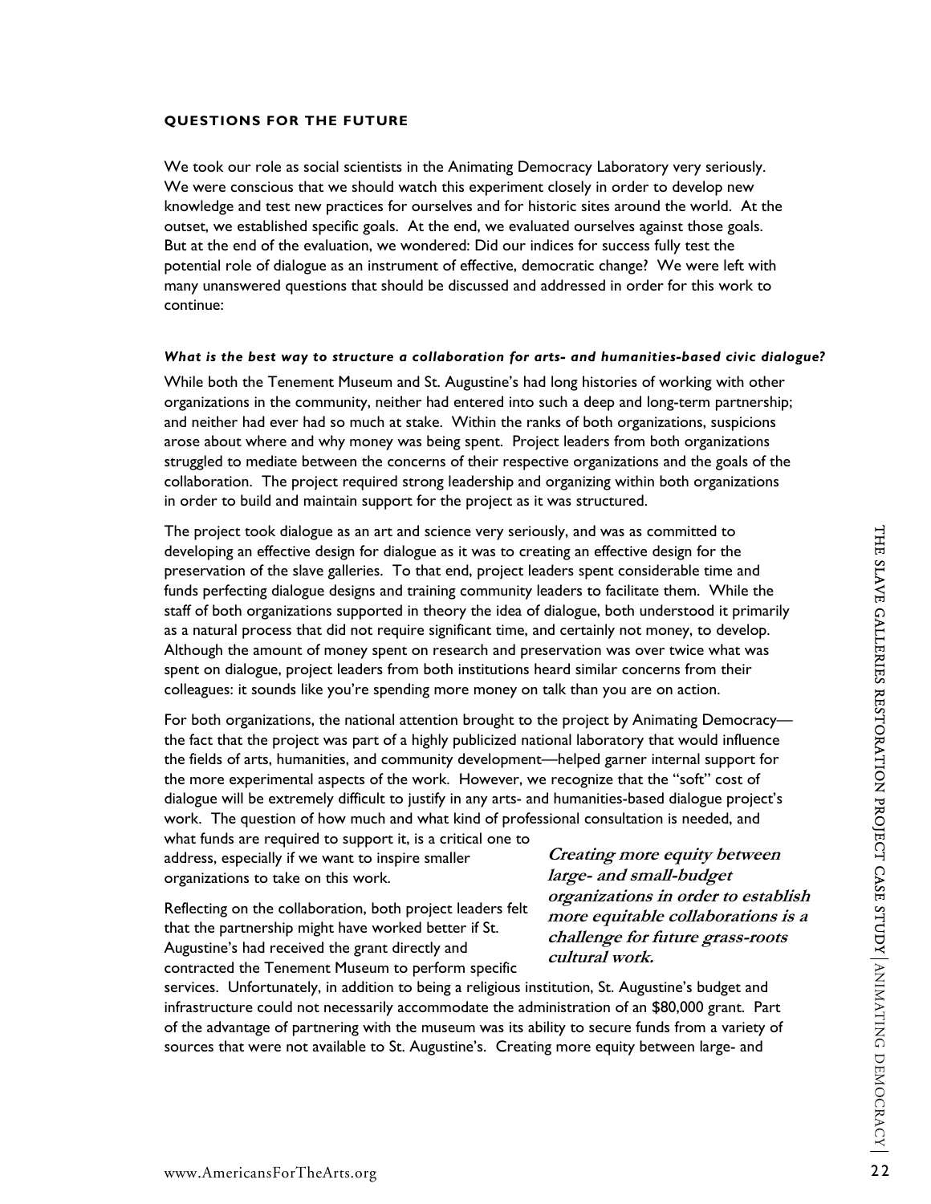## QUESTIONS FOR THE FUTURE

We took our role as social scientists in the Animating Democracy Laboratory very seriously. We were conscious that we should watch this experiment closely in order to develop new knowledge and test new practices for ourselves and for historic sites around the world. At the outset, we established specific goals. At the end, we evaluated ourselves against those goals. But at the end of the evaluation, we wondered: Did our indices for success fully test the potential role of dialogue as an instrument of effective, democratic change? We were left with many unanswered questions that should be discussed and addressed in order for this work to continue:

***What is the best way to structure a collaboration for arts- and humanities-based civic dialogue?***

While both the Tenement Museum and St. Augustine's had long histories of working with other organizations in the community, neither had entered into such a deep and long-term partnership; and neither had ever had so much at stake. Within the ranks of both organizations, suspicions arose about where and why money was being spent. Project leaders from both organizations struggled to mediate between the concerns of their respective organizations and the goals of the collaboration. The project required strong leadership and organizing within both organizations in order to build and maintain support for the project as it was structured.

The project took dialogue as an art and science very seriously, and was as committed to developing an effective design for dialogue as it was to creating an effective design for the preservation of the slave galleries. To that end, project leaders spent considerable time and funds perfecting dialogue designs and training community leaders to facilitate them. While the staff of both organizations supported in theory the idea of dialogue, both understood it primarily as a natural process that did not require significant time, and certainly not money, to develop. Although the amount of money spent on research and preservation was over twice what was spent on dialogue, project leaders from both institutions heard similar concerns from their colleagues: it sounds like you're spending more money on talk than you are on action.

For both organizations, the national attention brought to the project by Animating Democracy—the fact that the project was part of a highly publicized national laboratory that would influence the fields of arts, humanities, and community development—helped garner internal support for the more experimental aspects of the work. However, we recognize that the "soft" cost of dialogue will be extremely difficult to justify in any arts- and humanities-based dialogue project's work. The question of how much and what kind of professional consultation is needed, and what funds are required to support it, is a critical one to address, especially if we want to inspire smaller organizations to take on this work.

***Creating more equity between large- and small-budget organizations in order to establish more equitable collaborations is a challenge for future grass-roots cultural work.***

Reflecting on the collaboration, both project leaders felt that the partnership might have worked better if St. Augustine's had received the grant directly and contracted the Tenement Museum to perform specific services. Unfortunately, in addition to being a religious institution, St. Augustine's budget and infrastructure could not necessarily accommodate the administration of an $80,000 grant. Part of the advantage of partnering with the museum was its ability to secure funds from a variety of sources that were not available to St. Augustine's. Creating more equity between large- and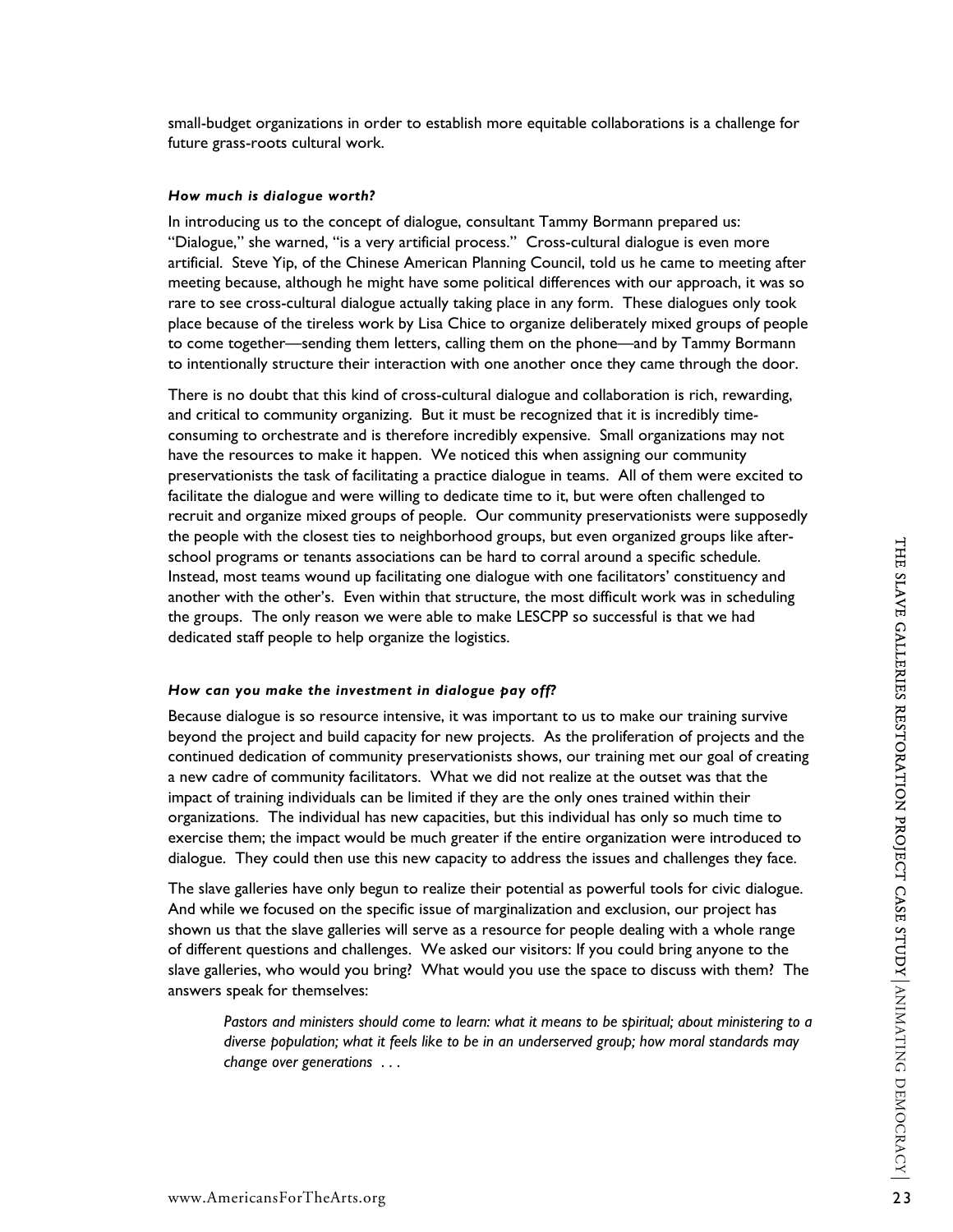small-budget organizations in order to establish more equitable collaborations is a challenge for future grass-roots cultural work.

***How much is dialogue worth?***

In introducing us to the concept of dialogue, consultant Tammy Bormann prepared us: "Dialogue," she warned, "is a very artificial process." Cross-cultural dialogue is even more artificial. Steve Yip, of the Chinese American Planning Council, told us he came to meeting after meeting because, although he might have some political differences with our approach, it was so rare to see cross-cultural dialogue actually taking place in any form. These dialogues only took place because of the tireless work by Lisa Chice to organize deliberately mixed groups of people to come together—sending them letters, calling them on the phone—and by Tammy Bormann to intentionally structure their interaction with one another once they came through the door.

There is no doubt that this kind of cross-cultural dialogue and collaboration is rich, rewarding, and critical to community organizing. But it must be recognized that it is incredibly time-consuming to orchestrate and is therefore incredibly expensive. Small organizations may not have the resources to make it happen. We noticed this when assigning our community preservationists the task of facilitating a practice dialogue in teams. All of them were excited to facilitate the dialogue and were willing to dedicate time to it, but were often challenged to recruit and organize mixed groups of people. Our community preservationists were supposedly the people with the closest ties to neighborhood groups, but even organized groups like after-school programs or tenants associations can be hard to corral around a specific schedule. Instead, most teams wound up facilitating one dialogue with one facilitators' constituency and another with the other's. Even within that structure, the most difficult work was in scheduling the groups. The only reason we were able to make LESCPP so successful is that we had dedicated staff people to help organize the logistics.

***How can you make the investment in dialogue pay off?***

Because dialogue is so resource intensive, it was important to us to make our training survive beyond the project and build capacity for new projects. As the proliferation of projects and the continued dedication of community preservationists shows, our training met our goal of creating a new cadre of community facilitators. What we did not realize at the outset was that the impact of training individuals can be limited if they are the only ones trained within their organizations. The individual has new capacities, but this individual has only so much time to exercise them; the impact would be much greater if the entire organization were introduced to dialogue. They could then use this new capacity to address the issues and challenges they face.

The slave galleries have only begun to realize their potential as powerful tools for civic dialogue. And while we focused on the specific issue of marginalization and exclusion, our project has shown us that the slave galleries will serve as a resource for people dealing with a whole range of different questions and challenges. We asked our visitors: If you could bring anyone to the slave galleries, who would you bring? What would you use the space to discuss with them? The answers speak for themselves:

> *Pastors and ministers should come to learn: what it means to be spiritual; about ministering to a diverse population; what it feels like to be in an underserved group; how moral standards may change over generations . . .*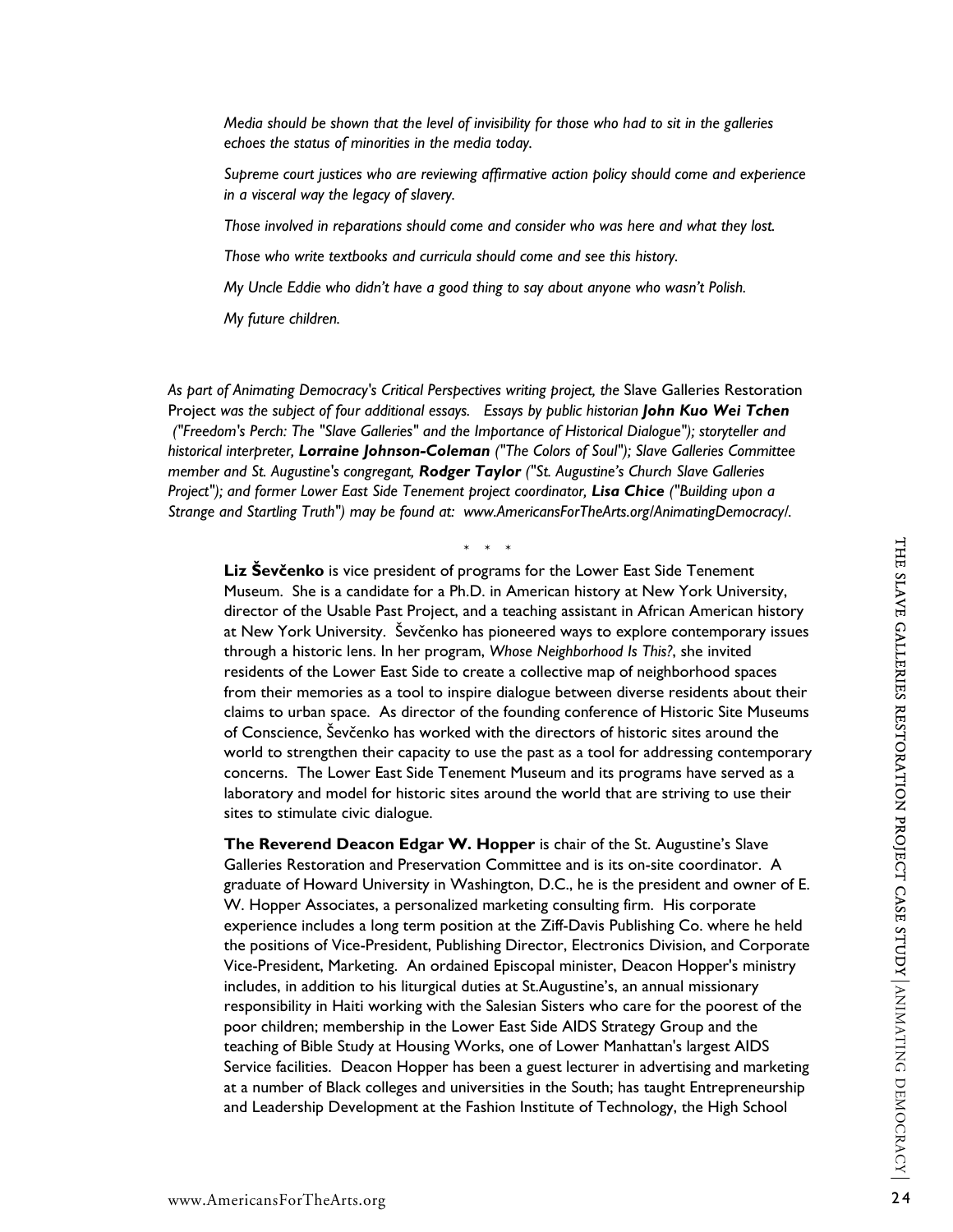*Media should be shown that the level of invisibility for those who had to sit in the galleries echoes the status of minorities in the media today.*

*Supreme court justices who are reviewing affirmative action policy should come and experience in a visceral way the legacy of slavery.*

*Those involved in reparations should come and consider who was here and what they lost.*

*Those who write textbooks and curricula should come and see this history.*

*My Uncle Eddie who didn't have a good thing to say about anyone who wasn't Polish.*

*My future children.*

*As part of Animating Democracy's Critical Perspectives writing project, the* Slave Galleries Restoration Project *was the subject of four additional essays. Essays by public historian* ***John Kuo Wei Tchen*** *("Freedom's Perch: The "Slave Galleries" and the Importance of Historical Dialogue"); storyteller and historical interpreter,* ***Lorraine Johnson-Coleman*** *("The Colors of Soul"); Slave Galleries Committee member and St. Augustine's congregant,* ***Rodger Taylor*** *("St. Augustine's Church Slave Galleries Project"); and former Lower East Side Tenement project coordinator,* ***Lisa Chice*** *("Building upon a Strange and Startling Truth") may be found at: www.AmericansForTheArts.org/AnimatingDemocracy/.*

\* \* \*

**Liz Ševčenko** is vice president of programs for the Lower East Side Tenement Museum. She is a candidate for a Ph.D. in American history at New York University, director of the Usable Past Project, and a teaching assistant in African American history at New York University. Ševčenko has pioneered ways to explore contemporary issues through a historic lens. In her program, *Whose Neighborhood Is This?*, she invited residents of the Lower East Side to create a collective map of neighborhood spaces from their memories as a tool to inspire dialogue between diverse residents about their claims to urban space. As director of the founding conference of Historic Site Museums of Conscience, Ševčenko has worked with the directors of historic sites around the world to strengthen their capacity to use the past as a tool for addressing contemporary concerns. The Lower East Side Tenement Museum and its programs have served as a laboratory and model for historic sites around the world that are striving to use their sites to stimulate civic dialogue.

**The Reverend Deacon Edgar W. Hopper** is chair of the St. Augustine's Slave Galleries Restoration and Preservation Committee and is its on-site coordinator. A graduate of Howard University in Washington, D.C., he is the president and owner of E. W. Hopper Associates, a personalized marketing consulting firm. His corporate experience includes a long term position at the Ziff-Davis Publishing Co. where he held the positions of Vice-President, Publishing Director, Electronics Division, and Corporate Vice-President, Marketing. An ordained Episcopal minister, Deacon Hopper's ministry includes, in addition to his liturgical duties at St.Augustine's, an annual missionary responsibility in Haiti working with the Salesian Sisters who care for the poorest of the poor children; membership in the Lower East Side AIDS Strategy Group and the teaching of Bible Study at Housing Works, one of Lower Manhattan's largest AIDS Service facilities. Deacon Hopper has been a guest lecturer in advertising and marketing at a number of Black colleges and universities in the South; has taught Entrepreneurship and Leadership Development at the Fashion Institute of Technology, the High School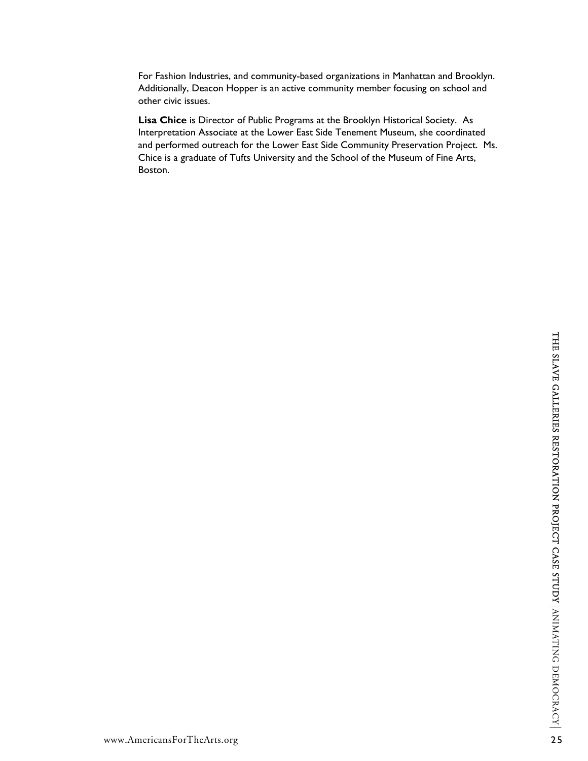For Fashion Industries, and community-based organizations in Manhattan and Brooklyn. Additionally, Deacon Hopper is an active community member focusing on school and other civic issues.

**Lisa Chice** is Director of Public Programs at the Brooklyn Historical Society. As Interpretation Associate at the Lower East Side Tenement Museum, she coordinated and performed outreach for the Lower East Side Community Preservation Project. Ms. Chice is a graduate of Tufts University and the School of the Museum of Fine Arts, Boston.